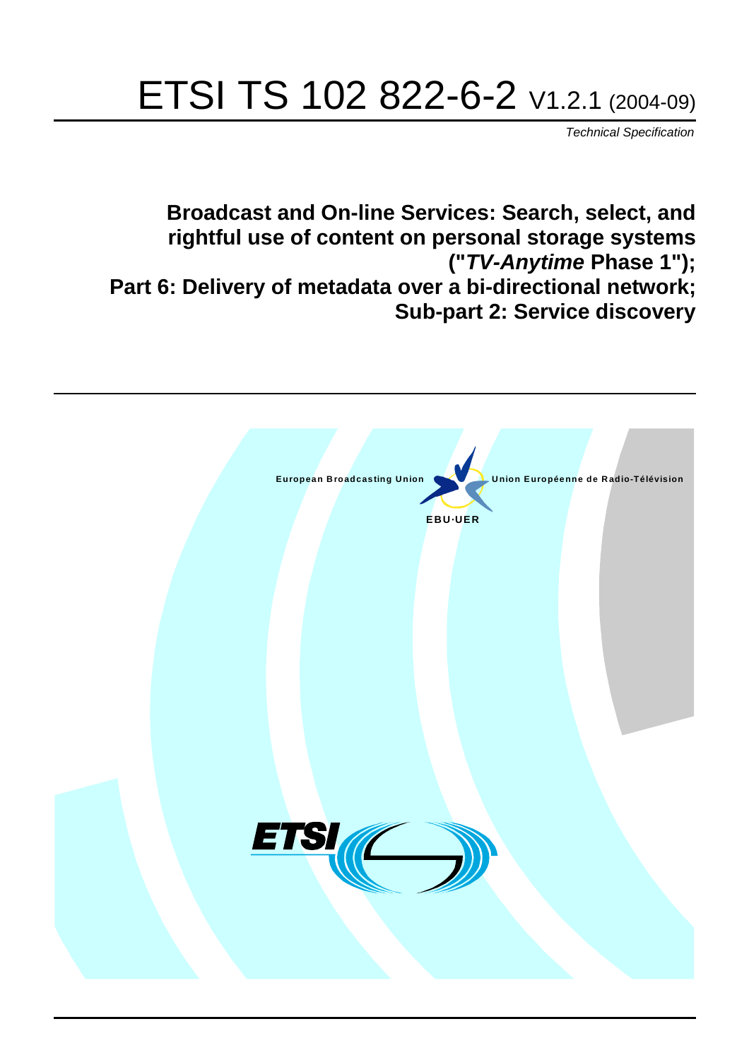# ETSI TS 102 822-6-2 V1.2.1 (2004-09)

*Technical Specification*

## Broadcast and On-line Services: Search, select, and rightful use of content on personal storage systems ("*TV-Anytime* Phase 1"); Part 6: Delivery of metadata over a bi-directional network; Sub-part 2: Service discovery

European Broadcasting Union | Union Européenne de Radio-Télévision

EBU·UER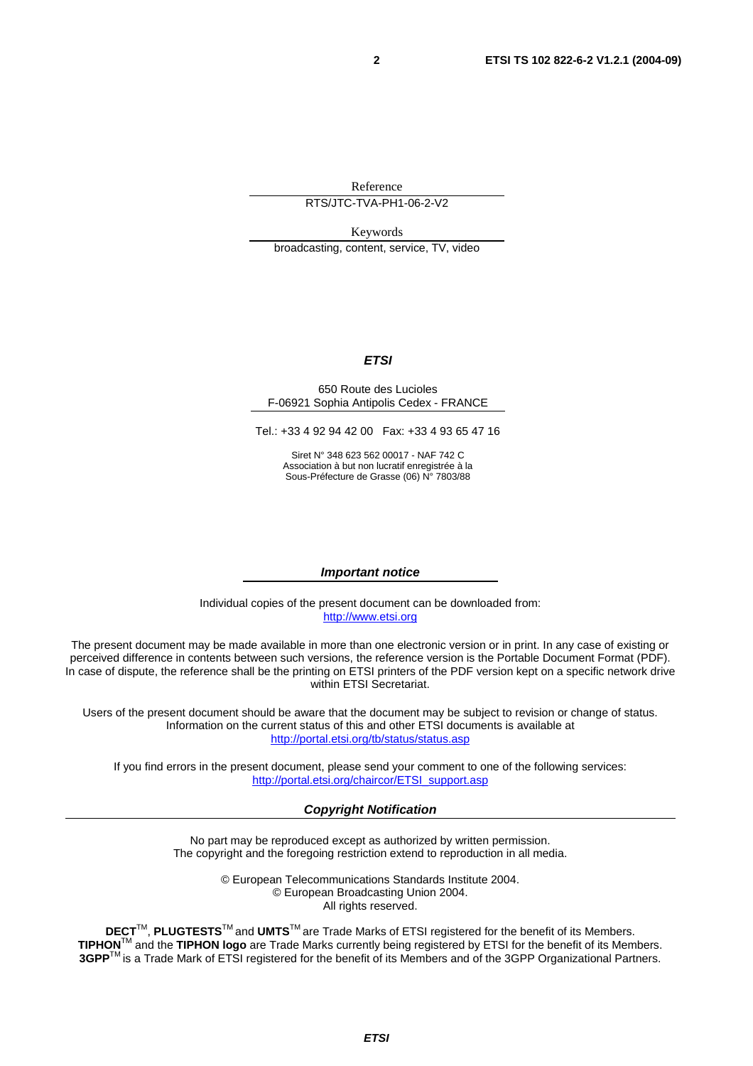Reference

RTS/JTC-TVA-PH1-06-2-V2

Keywords

broadcasting, content, service, TV, video

***ETSI***

650 Route des Lucioles
F-06921 Sophia Antipolis Cedex - FRANCE

Tel.: +33 4 92 94 42 00   Fax: +33 4 93 65 47 16

Siret N° 348 623 562 00017 - NAF 742 C
Association à but non lucratif enregistrée à la
Sous-Préfecture de Grasse (06) N° 7803/88

***Important notice***

Individual copies of the present document can be downloaded from:
http://www.etsi.org

The present document may be made available in more than one electronic version or in print. In any case of existing or perceived difference in contents between such versions, the reference version is the Portable Document Format (PDF). In case of dispute, the reference shall be the printing on ETSI printers of the PDF version kept on a specific network drive within ETSI Secretariat.

Users of the present document should be aware that the document may be subject to revision or change of status. Information on the current status of this and other ETSI documents is available at
http://portal.etsi.org/tb/status/status.asp

If you find errors in the present document, please send your comment to one of the following services:
http://portal.etsi.org/chaircor/ETSI_support.asp

***Copyright Notification***

No part may be reproduced except as authorized by written permission.
The copyright and the foregoing restriction extend to reproduction in all media.

© European Telecommunications Standards Institute 2004.
© European Broadcasting Union 2004.
All rights reserved.

**DECT**™, **PLUGTESTS**™ and **UMTS**™ are Trade Marks of ETSI registered for the benefit of its Members.
**TIPHON**™ and the **TIPHON logo** are Trade Marks currently being registered by ETSI for the benefit of its Members.
**3GPP**™ is a Trade Mark of ETSI registered for the benefit of its Members and of the 3GPP Organizational Partners.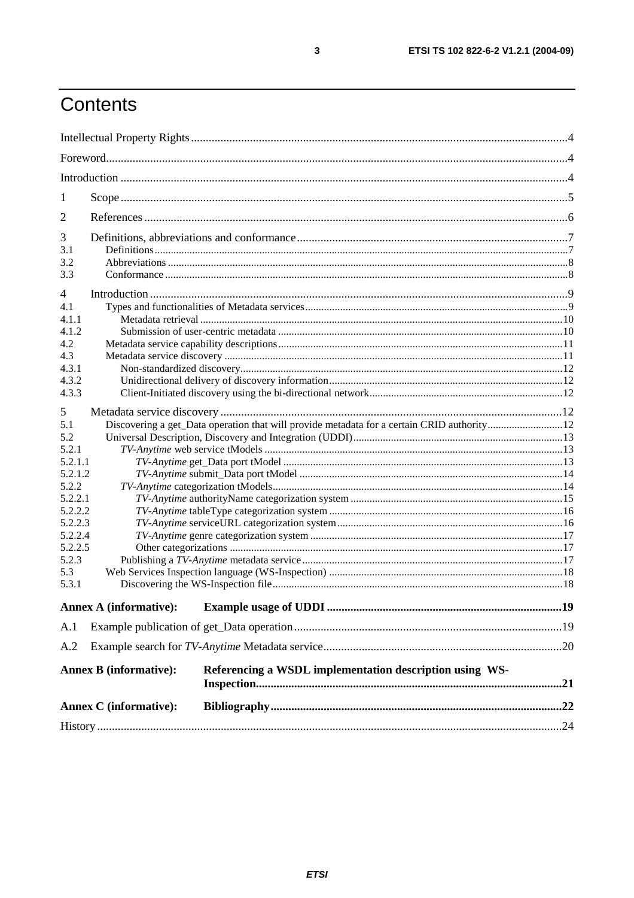# Contents

Intellectual Property Rights....4

Foreword....4

Introduction....4

1 Scope....5

2 References....6

3 Definitions, abbreviations and conformance....7

3.1 Definitions....7

3.2 Abbreviations....8

3.3 Conformance....8

4 Introduction....9

4.1 Types and functionalities of Metadata services....9

4.1.1 Metadata retrieval....10

4.1.2 Submission of user-centric metadata....10

4.2 Metadata service capability descriptions....11

4.3 Metadata service discovery....11

4.3.1 Non-standardized discovery....12

4.3.2 Unidirectional delivery of discovery information....12

4.3.3 Client-Initiated discovery using the bi-directional network....12

5 Metadata service discovery....12

5.1 Discovering a get_Data operation that will provide metadata for a certain CRID authority....12

5.2 Universal Description, Discovery and Integration (UDDI)....13

5.2.1 *TV-Anytime* web service tModels....13

5.2.1.1 *TV-Anytime* get_Data port tModel....13

5.2.1.2 *TV-Anytime* submit_Data port tModel....14

5.2.2 *TV-Anytime* categorization tModels....14

5.2.2.1 *TV-Anytime* authorityName categorization system....15

5.2.2.2 *TV-Anytime* tableType categorization system....16

5.2.2.3 *TV-Anytime* serviceURL categorization system....16

5.2.2.4 *TV-Anytime* genre categorization system....17

5.2.2.5 Other categorizations....17

5.2.3 Publishing a *TV-Anytime* metadata service....17

5.3 Web Services Inspection language (WS-Inspection)....18

5.3.1 Discovering the WS-Inspection file....18

**Annex A (informative): Example usage of UDDI....19**

A.1 Example publication of get_Data operation....19

A.2 Example search for *TV-Anytime* Metadata service....20

**Annex B (informative): Referencing a WSDL implementation description using WS-Inspection....21**

**Annex C (informative): Bibliography....22**

History....24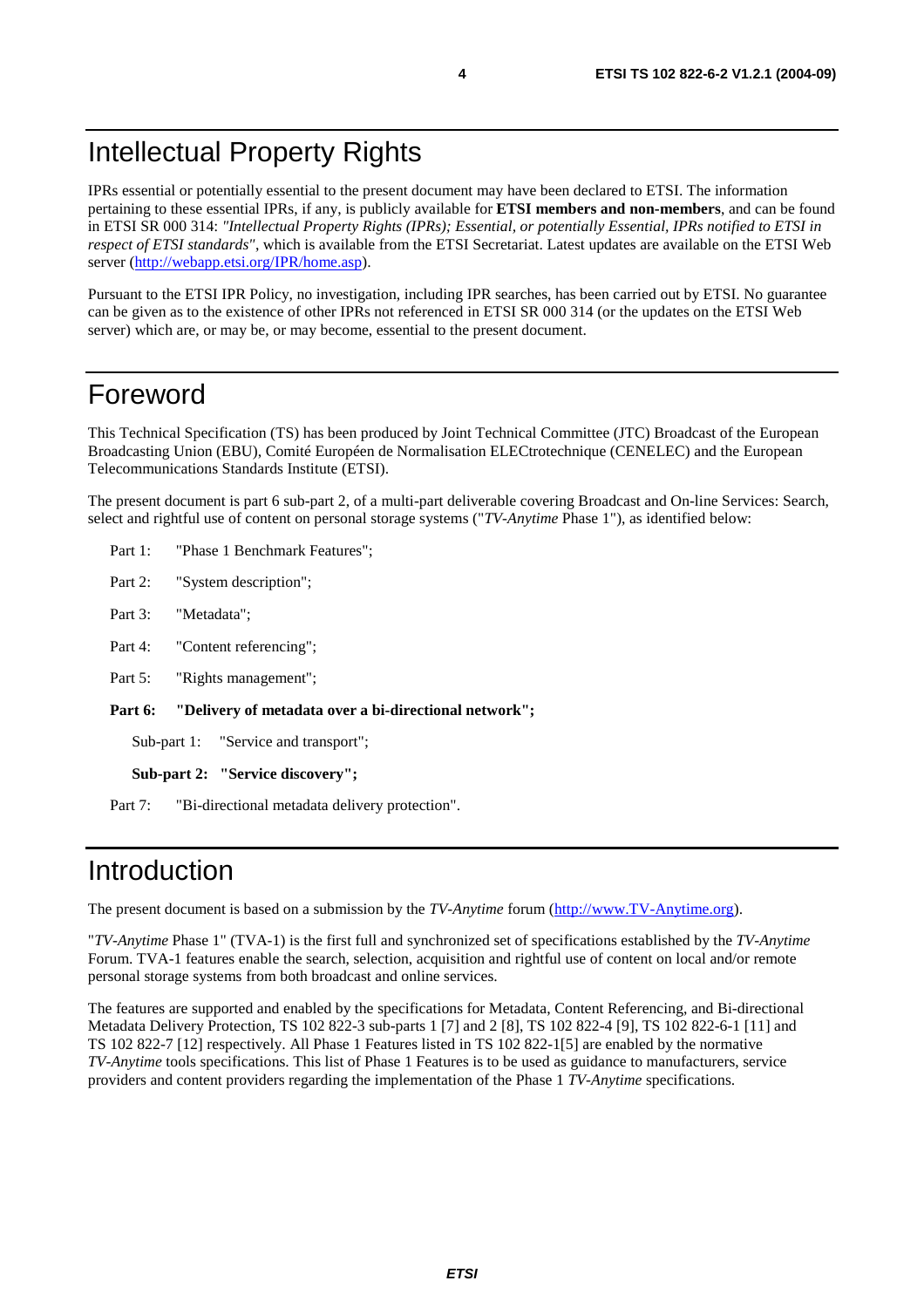# Intellectual Property Rights

IPRs essential or potentially essential to the present document may have been declared to ETSI. The information pertaining to these essential IPRs, if any, is publicly available for **ETSI members and non-members**, and can be found in ETSI SR 000 314: *"Intellectual Property Rights (IPRs); Essential, or potentially Essential, IPRs notified to ETSI in respect of ETSI standards"*, which is available from the ETSI Secretariat. Latest updates are available on the ETSI Web server (http://webapp.etsi.org/IPR/home.asp).

Pursuant to the ETSI IPR Policy, no investigation, including IPR searches, has been carried out by ETSI. No guarantee can be given as to the existence of other IPRs not referenced in ETSI SR 000 314 (or the updates on the ETSI Web server) which are, or may be, or may become, essential to the present document.

# Foreword

This Technical Specification (TS) has been produced by Joint Technical Committee (JTC) Broadcast of the European Broadcasting Union (EBU), Comité Européen de Normalisation ELECtrotechnique (CENELEC) and the European Telecommunications Standards Institute (ETSI).

The present document is part 6 sub-part 2, of a multi-part deliverable covering Broadcast and On-line Services: Search, select and rightful use of content on personal storage systems ("*TV-Anytime* Phase 1"), as identified below:

Part 1: "Phase 1 Benchmark Features";

Part 2: "System description";

Part 3: "Metadata";

Part 4: "Content referencing";

Part 5: "Rights management";

**Part 6: "Delivery of metadata over a bi-directional network";**

Sub-part 1: "Service and transport";

**Sub-part 2: "Service discovery";**

Part 7: "Bi-directional metadata delivery protection".

# Introduction

The present document is based on a submission by the *TV-Anytime* forum (http://www.TV-Anytime.org).

"*TV-Anytime* Phase 1" (TVA-1) is the first full and synchronized set of specifications established by the *TV-Anytime* Forum. TVA-1 features enable the search, selection, acquisition and rightful use of content on local and/or remote personal storage systems from both broadcast and online services.

The features are supported and enabled by the specifications for Metadata, Content Referencing, and Bi-directional Metadata Delivery Protection, TS 102 822-3 sub-parts 1 [7] and 2 [8], TS 102 822-4 [9], TS 102 822-6-1 [11] and TS 102 822-7 [12] respectively. All Phase 1 Features listed in TS 102 822-1[5] are enabled by the normative *TV-Anytime* tools specifications. This list of Phase 1 Features is to be used as guidance to manufacturers, service providers and content providers regarding the implementation of the Phase 1 *TV-Anytime* specifications.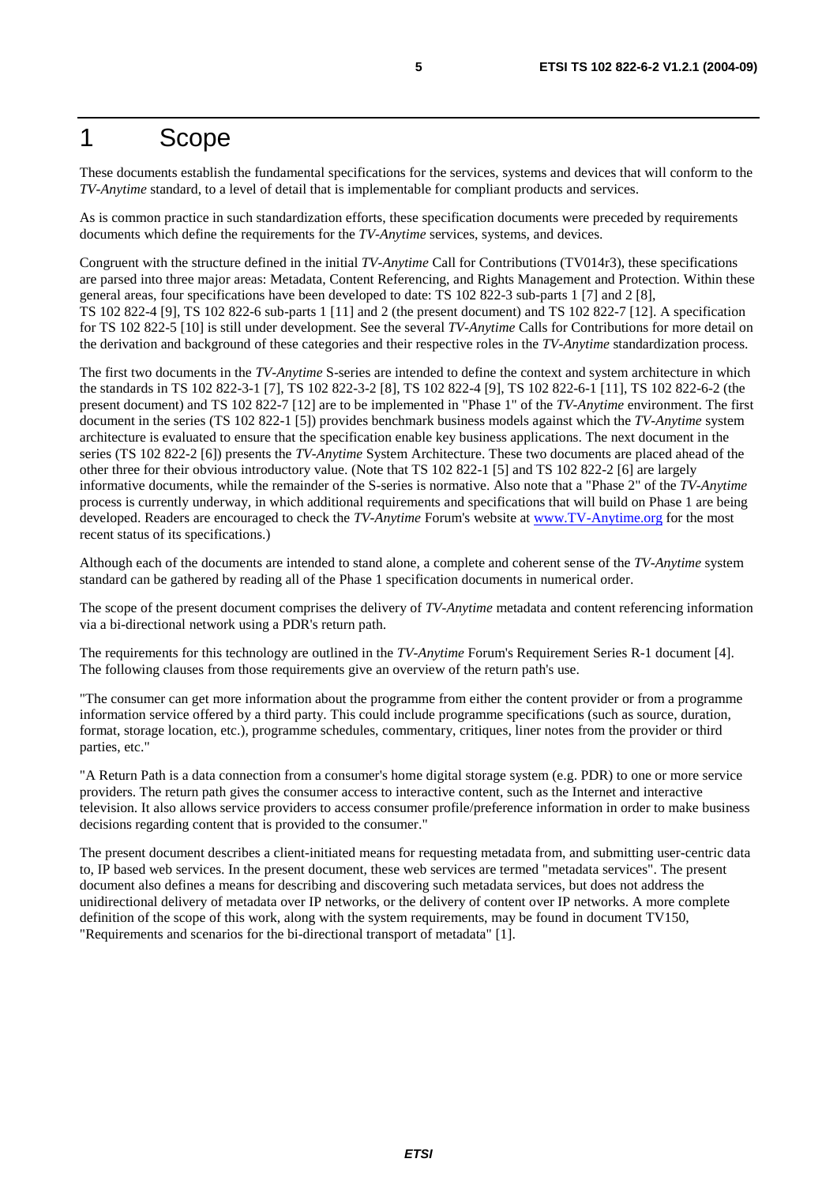# 1 Scope

These documents establish the fundamental specifications for the services, systems and devices that will conform to the *TV-Anytime* standard, to a level of detail that is implementable for compliant products and services.

As is common practice in such standardization efforts, these specification documents were preceded by requirements documents which define the requirements for the *TV-Anytime* services, systems, and devices.

Congruent with the structure defined in the initial *TV-Anytime* Call for Contributions (TV014r3), these specifications are parsed into three major areas: Metadata, Content Referencing, and Rights Management and Protection. Within these general areas, four specifications have been developed to date: TS 102 822-3 sub-parts 1 [7] and 2 [8], TS 102 822-4 [9], TS 102 822-6 sub-parts 1 [11] and 2 (the present document) and TS 102 822-7 [12]. A specification for TS 102 822-5 [10] is still under development. See the several *TV-Anytime* Calls for Contributions for more detail on the derivation and background of these categories and their respective roles in the *TV-Anytime* standardization process.

The first two documents in the *TV-Anytime* S-series are intended to define the context and system architecture in which the standards in TS 102 822-3-1 [7], TS 102 822-3-2 [8], TS 102 822-4 [9], TS 102 822-6-1 [11], TS 102 822-6-2 (the present document) and TS 102 822-7 [12] are to be implemented in "Phase 1" of the *TV-Anytime* environment. The first document in the series (TS 102 822-1 [5]) provides benchmark business models against which the *TV-Anytime* system architecture is evaluated to ensure that the specification enable key business applications. The next document in the series (TS 102 822-2 [6]) presents the *TV-Anytime* System Architecture. These two documents are placed ahead of the other three for their obvious introductory value. (Note that TS 102 822-1 [5] and TS 102 822-2 [6] are largely informative documents, while the remainder of the S-series is normative. Also note that a "Phase 2" of the *TV-Anytime* process is currently underway, in which additional requirements and specifications that will build on Phase 1 are being developed. Readers are encouraged to check the *TV-Anytime* Forum's website at [www.TV-Anytime.org](http://www.TV-Anytime.org) for the most recent status of its specifications.)

Although each of the documents are intended to stand alone, a complete and coherent sense of the *TV-Anytime* system standard can be gathered by reading all of the Phase 1 specification documents in numerical order.

The scope of the present document comprises the delivery of *TV-Anytime* metadata and content referencing information via a bi-directional network using a PDR's return path.

The requirements for this technology are outlined in the *TV-Anytime* Forum's Requirement Series R-1 document [4]. The following clauses from those requirements give an overview of the return path's use.

"The consumer can get more information about the programme from either the content provider or from a programme information service offered by a third party. This could include programme specifications (such as source, duration, format, storage location, etc.), programme schedules, commentary, critiques, liner notes from the provider or third parties, etc."

"A Return Path is a data connection from a consumer's home digital storage system (e.g. PDR) to one or more service providers. The return path gives the consumer access to interactive content, such as the Internet and interactive television. It also allows service providers to access consumer profile/preference information in order to make business decisions regarding content that is provided to the consumer."

The present document describes a client-initiated means for requesting metadata from, and submitting user-centric data to, IP based web services. In the present document, these web services are termed "metadata services". The present document also defines a means for describing and discovering such metadata services, but does not address the unidirectional delivery of metadata over IP networks, or the delivery of content over IP networks. A more complete definition of the scope of this work, along with the system requirements, may be found in document TV150, "Requirements and scenarios for the bi-directional transport of metadata" [1].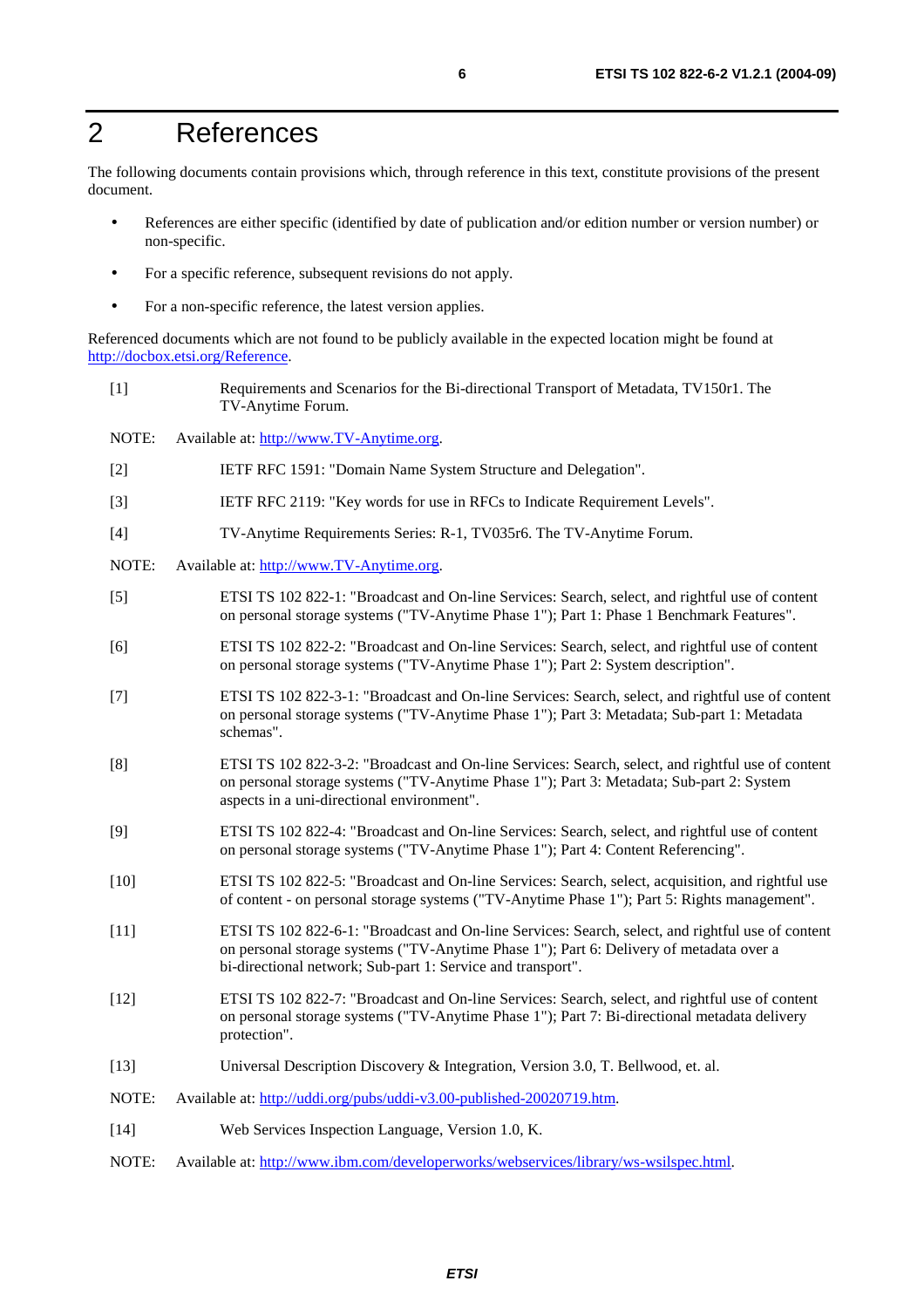# 2 References

The following documents contain provisions which, through reference in this text, constitute provisions of the present document.

- References are either specific (identified by date of publication and/or edition number or version number) or non-specific.
- For a specific reference, subsequent revisions do not apply.
- For a non-specific reference, the latest version applies.

Referenced documents which are not found to be publicly available in the expected location might be found at http://docbox.etsi.org/Reference.

[1] Requirements and Scenarios for the Bi-directional Transport of Metadata, TV150r1. The TV-Anytime Forum.

NOTE: Available at: http://www.TV-Anytime.org.

[2] IETF RFC 1591: "Domain Name System Structure and Delegation".

[3] IETF RFC 2119: "Key words for use in RFCs to Indicate Requirement Levels".

[4] TV-Anytime Requirements Series: R-1, TV035r6. The TV-Anytime Forum.

NOTE: Available at: http://www.TV-Anytime.org.

[5] ETSI TS 102 822-1: "Broadcast and On-line Services: Search, select, and rightful use of content on personal storage systems ("TV-Anytime Phase 1"); Part 1: Phase 1 Benchmark Features".

[6] ETSI TS 102 822-2: "Broadcast and On-line Services: Search, select, and rightful use of content on personal storage systems ("TV-Anytime Phase 1"); Part 2: System description".

[7] ETSI TS 102 822-3-1: "Broadcast and On-line Services: Search, select, and rightful use of content on personal storage systems ("TV-Anytime Phase 1"); Part 3: Metadata; Sub-part 1: Metadata schemas".

[8] ETSI TS 102 822-3-2: "Broadcast and On-line Services: Search, select, and rightful use of content on personal storage systems ("TV-Anytime Phase 1"); Part 3: Metadata; Sub-part 2: System aspects in a uni-directional environment".

[9] ETSI TS 102 822-4: "Broadcast and On-line Services: Search, select, and rightful use of content on personal storage systems ("TV-Anytime Phase 1"); Part 4: Content Referencing".

[10] ETSI TS 102 822-5: "Broadcast and On-line Services: Search, select, acquisition, and rightful use of content - on personal storage systems ("TV-Anytime Phase 1"); Part 5: Rights management".

[11] ETSI TS 102 822-6-1: "Broadcast and On-line Services: Search, select, and rightful use of content on personal storage systems ("TV-Anytime Phase 1"); Part 6: Delivery of metadata over a bi-directional network; Sub-part 1: Service and transport".

[12] ETSI TS 102 822-7: "Broadcast and On-line Services: Search, select, and rightful use of content on personal storage systems ("TV-Anytime Phase 1"); Part 7: Bi-directional metadata delivery protection".

[13] Universal Description Discovery & Integration, Version 3.0, T. Bellwood, et. al.

NOTE: Available at: http://uddi.org/pubs/uddi-v3.00-published-20020719.htm.

[14] Web Services Inspection Language, Version 1.0, K.

NOTE: Available at: http://www.ibm.com/developerworks/webservices/library/ws-wsilspec.html.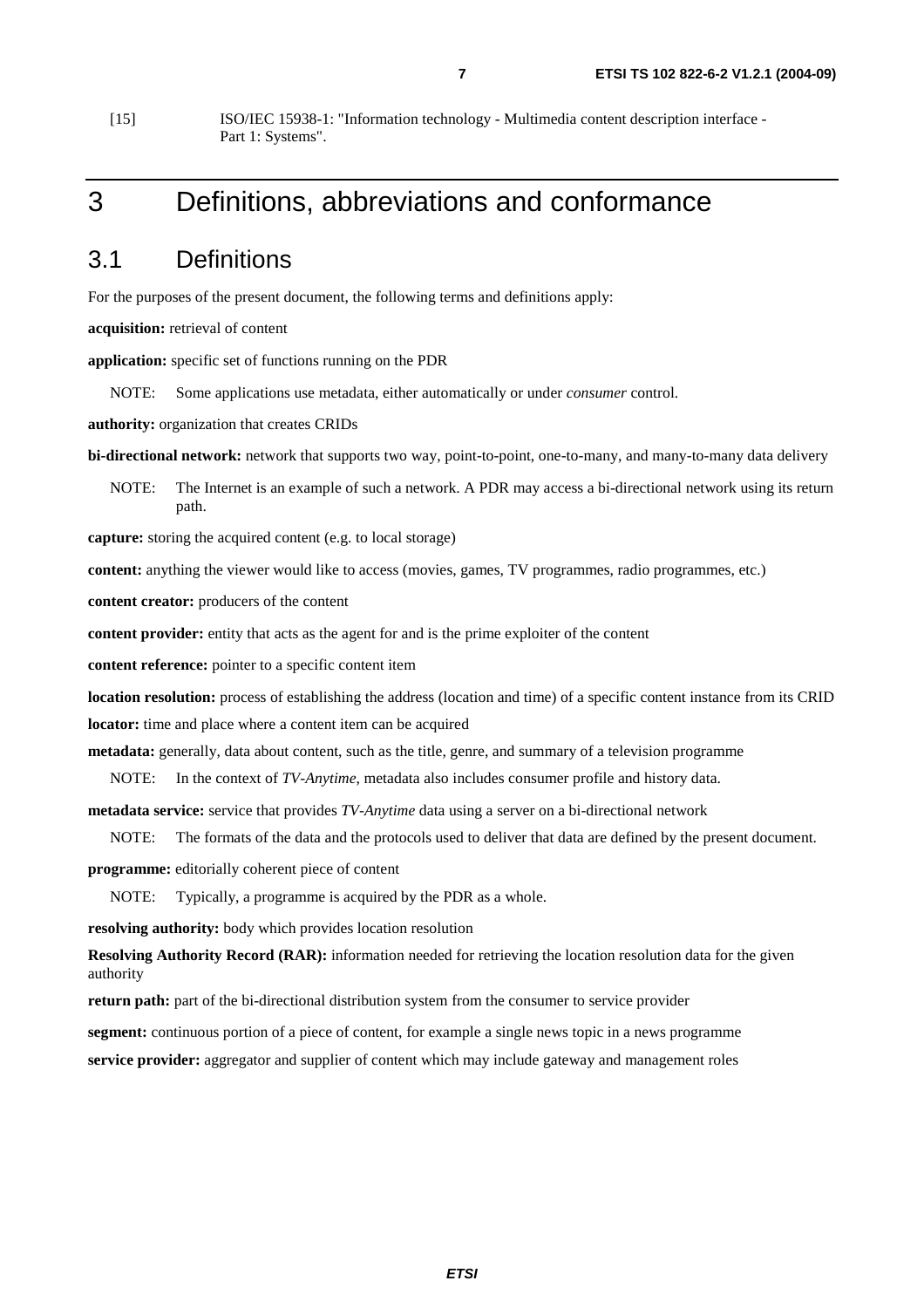[15] ISO/IEC 15938-1: "Information technology - Multimedia content description interface - Part 1: Systems".

# 3 Definitions, abbreviations and conformance

## 3.1 Definitions

For the purposes of the present document, the following terms and definitions apply:

**acquisition:** retrieval of content

**application:** specific set of functions running on the PDR

NOTE: Some applications use metadata, either automatically or under *consumer* control.

**authority:** organization that creates CRIDs

**bi-directional network:** network that supports two way, point-to-point, one-to-many, and many-to-many data delivery

NOTE: The Internet is an example of such a network. A PDR may access a bi-directional network using its return path.

**capture:** storing the acquired content (e.g. to local storage)

**content:** anything the viewer would like to access (movies, games, TV programmes, radio programmes, etc.)

**content creator:** producers of the content

**content provider:** entity that acts as the agent for and is the prime exploiter of the content

**content reference:** pointer to a specific content item

**location resolution:** process of establishing the address (location and time) of a specific content instance from its CRID

**locator:** time and place where a content item can be acquired

**metadata:** generally, data about content, such as the title, genre, and summary of a television programme

NOTE: In the context of *TV-Anytime*, metadata also includes consumer profile and history data.

**metadata service:** service that provides *TV-Anytime* data using a server on a bi-directional network

NOTE: The formats of the data and the protocols used to deliver that data are defined by the present document.

**programme:** editorially coherent piece of content

NOTE: Typically, a programme is acquired by the PDR as a whole.

**resolving authority:** body which provides location resolution

**Resolving Authority Record (RAR):** information needed for retrieving the location resolution data for the given authority

**return path:** part of the bi-directional distribution system from the consumer to service provider

**segment:** continuous portion of a piece of content, for example a single news topic in a news programme

**service provider:** aggregator and supplier of content which may include gateway and management roles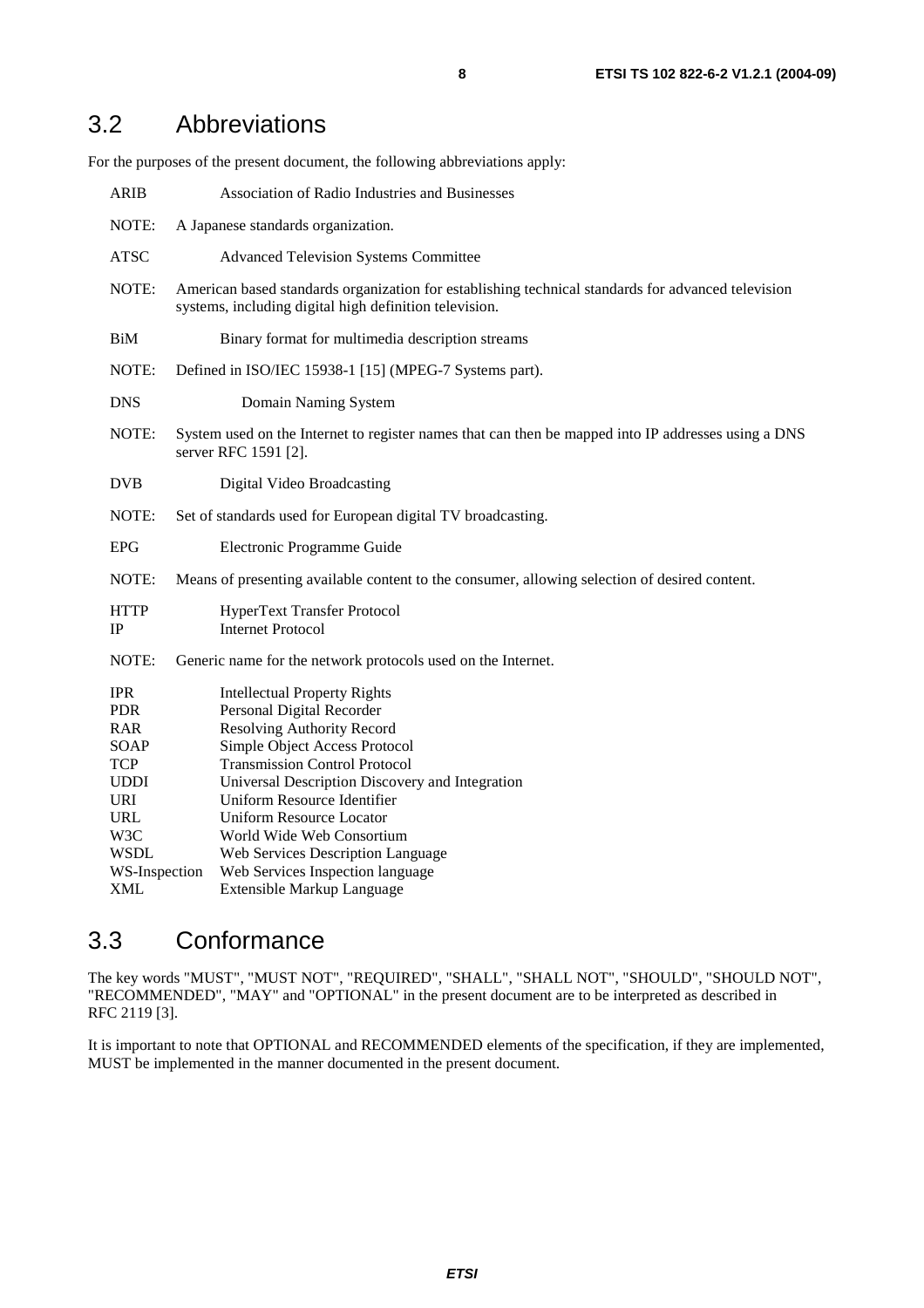## 3.2 Abbreviations

For the purposes of the present document, the following abbreviations apply:

ARIB Association of Radio Industries and Businesses

NOTE: A Japanese standards organization.

ATSC Advanced Television Systems Committee

NOTE: American based standards organization for establishing technical standards for advanced television systems, including digital high definition television.

BiM Binary format for multimedia description streams

NOTE: Defined in ISO/IEC 15938-1 [15] (MPEG-7 Systems part).

DNS Domain Naming System

NOTE: System used on the Internet to register names that can then be mapped into IP addresses using a DNS server RFC 1591 [2].

DVB Digital Video Broadcasting

NOTE: Set of standards used for European digital TV broadcasting.

EPG Electronic Programme Guide

NOTE: Means of presenting available content to the consumer, allowing selection of desired content.

HTTP HyperText Transfer Protocol
IP Internet Protocol

NOTE: Generic name for the network protocols used on the Internet.

IPR Intellectual Property Rights
PDR Personal Digital Recorder
RAR Resolving Authority Record
SOAP Simple Object Access Protocol
TCP Transmission Control Protocol
UDDI Universal Description Discovery and Integration
URI Uniform Resource Identifier
URL Uniform Resource Locator
W3C World Wide Web Consortium
WSDL Web Services Description Language
WS-Inspection Web Services Inspection language
XML Extensible Markup Language

## 3.3 Conformance

The key words "MUST", "MUST NOT", "REQUIRED", "SHALL", "SHALL NOT", "SHOULD", "SHOULD NOT", "RECOMMENDED", "MAY" and "OPTIONAL" in the present document are to be interpreted as described in RFC 2119 [3].

It is important to note that OPTIONAL and RECOMMENDED elements of the specification, if they are implemented, MUST be implemented in the manner documented in the present document.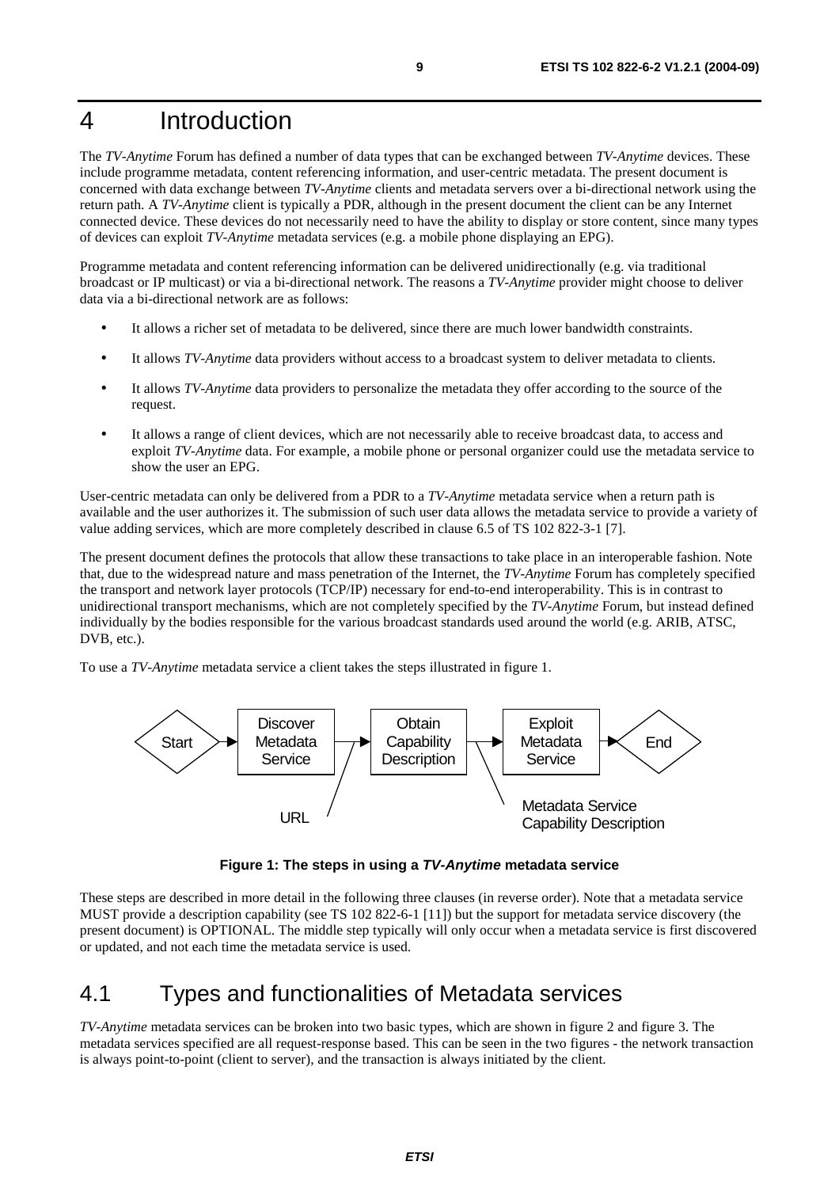# 4 Introduction

The *TV-Anytime* Forum has defined a number of data types that can be exchanged between *TV-Anytime* devices. These include programme metadata, content referencing information, and user-centric metadata. The present document is concerned with data exchange between *TV-Anytime* clients and metadata servers over a bi-directional network using the return path. A *TV-Anytime* client is typically a PDR, although in the present document the client can be any Internet connected device. These devices do not necessarily need to have the ability to display or store content, since many types of devices can exploit *TV-Anytime* metadata services (e.g. a mobile phone displaying an EPG).

Programme metadata and content referencing information can be delivered unidirectionally (e.g. via traditional broadcast or IP multicast) or via a bi-directional network. The reasons a *TV-Anytime* provider might choose to deliver data via a bi-directional network are as follows:

- It allows a richer set of metadata to be delivered, since there are much lower bandwidth constraints.
- It allows *TV-Anytime* data providers without access to a broadcast system to deliver metadata to clients.
- It allows *TV-Anytime* data providers to personalize the metadata they offer according to the source of the request.
- It allows a range of client devices, which are not necessarily able to receive broadcast data, to access and exploit *TV-Anytime* data. For example, a mobile phone or personal organizer could use the metadata service to show the user an EPG.

User-centric metadata can only be delivered from a PDR to a *TV-Anytime* metadata service when a return path is available and the user authorizes it. The submission of such user data allows the metadata service to provide a variety of value adding services, which are more completely described in clause 6.5 of TS 102 822-3-1 [7].

The present document defines the protocols that allow these transactions to take place in an interoperable fashion. Note that, due to the widespread nature and mass penetration of the Internet, the *TV-Anytime* Forum has completely specified the transport and network layer protocols (TCP/IP) necessary for end-to-end interoperability. This is in contrast to unidirectional transport mechanisms, which are not completely specified by the *TV-Anytime* Forum, but instead defined individually by the bodies responsible for the various broadcast standards used around the world (e.g. ARIB, ATSC, DVB, etc.).

To use a *TV-Anytime* metadata service a client takes the steps illustrated in figure 1.

Start → Discover Metadata Service → Obtain Capability Description → Exploit Metadata Service → End

URL    Metadata Service Capability Description

**Figure 1: The steps in using a *TV-Anytime* metadata service**

These steps are described in more detail in the following three clauses (in reverse order). Note that a metadata service MUST provide a description capability (see TS 102 822-6-1 [11]) but the support for metadata service discovery (the present document) is OPTIONAL. The middle step typically will only occur when a metadata service is first discovered or updated, and not each time the metadata service is used.

## 4.1 Types and functionalities of Metadata services

*TV-Anytime* metadata services can be broken into two basic types, which are shown in figure 2 and figure 3. The metadata services specified are all request-response based. This can be seen in the two figures - the network transaction is always point-to-point (client to server), and the transaction is always initiated by the client.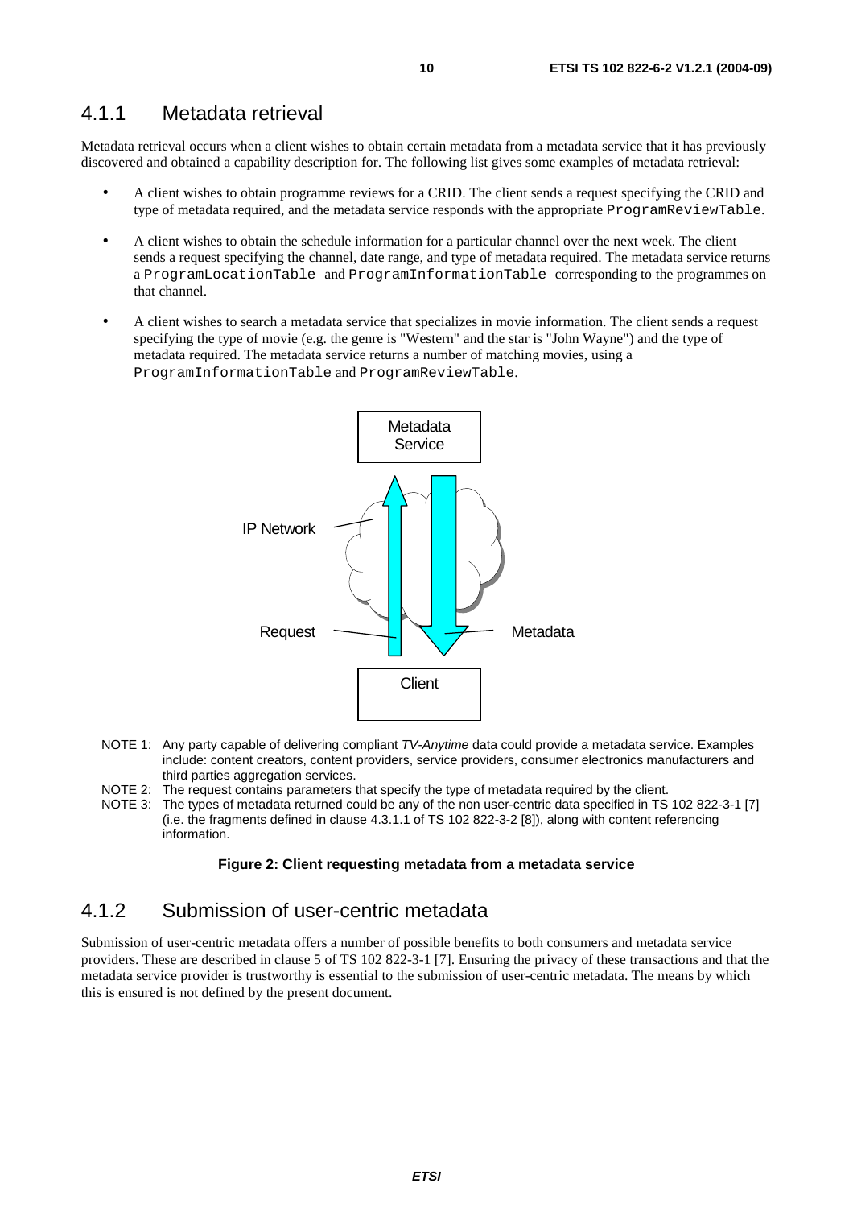### 4.1.1 Metadata retrieval

Metadata retrieval occurs when a client wishes to obtain certain metadata from a metadata service that it has previously discovered and obtained a capability description for. The following list gives some examples of metadata retrieval:

- A client wishes to obtain programme reviews for a CRID. The client sends a request specifying the CRID and type of metadata required, and the metadata service responds with the appropriate `ProgramReviewTable`.
- A client wishes to obtain the schedule information for a particular channel over the next week. The client sends a request specifying the channel, date range, and type of metadata required. The metadata service returns a `ProgramLocationTable` and `ProgramInformationTable` corresponding to the programmes on that channel.
- A client wishes to search a metadata service that specializes in movie information. The client sends a request specifying the type of movie (e.g. the genre is "Western" and the star is "John Wayne") and the type of metadata required. The metadata service returns a number of matching movies, using a `ProgramInformationTable` and `ProgramReviewTable`.

Metadata Service

IP Network

Request

Metadata

Client

NOTE 1: Any party capable of delivering compliant *TV-Anytime* data could provide a metadata service. Examples include: content creators, content providers, service providers, consumer electronics manufacturers and third parties aggregation services.

NOTE 2: The request contains parameters that specify the type of metadata required by the client.

NOTE 3: The types of metadata returned could be any of the non user-centric data specified in TS 102 822-3-1 [7] (i.e. the fragments defined in clause 4.3.1.1 of TS 102 822-3-2 [8]), along with content referencing information.

**Figure 2: Client requesting metadata from a metadata service**

### 4.1.2 Submission of user-centric metadata

Submission of user-centric metadata offers a number of possible benefits to both consumers and metadata service providers. These are described in clause 5 of TS 102 822-3-1 [7]. Ensuring the privacy of these transactions and that the metadata service provider is trustworthy is essential to the submission of user-centric metadata. The means by which this is ensured is not defined by the present document.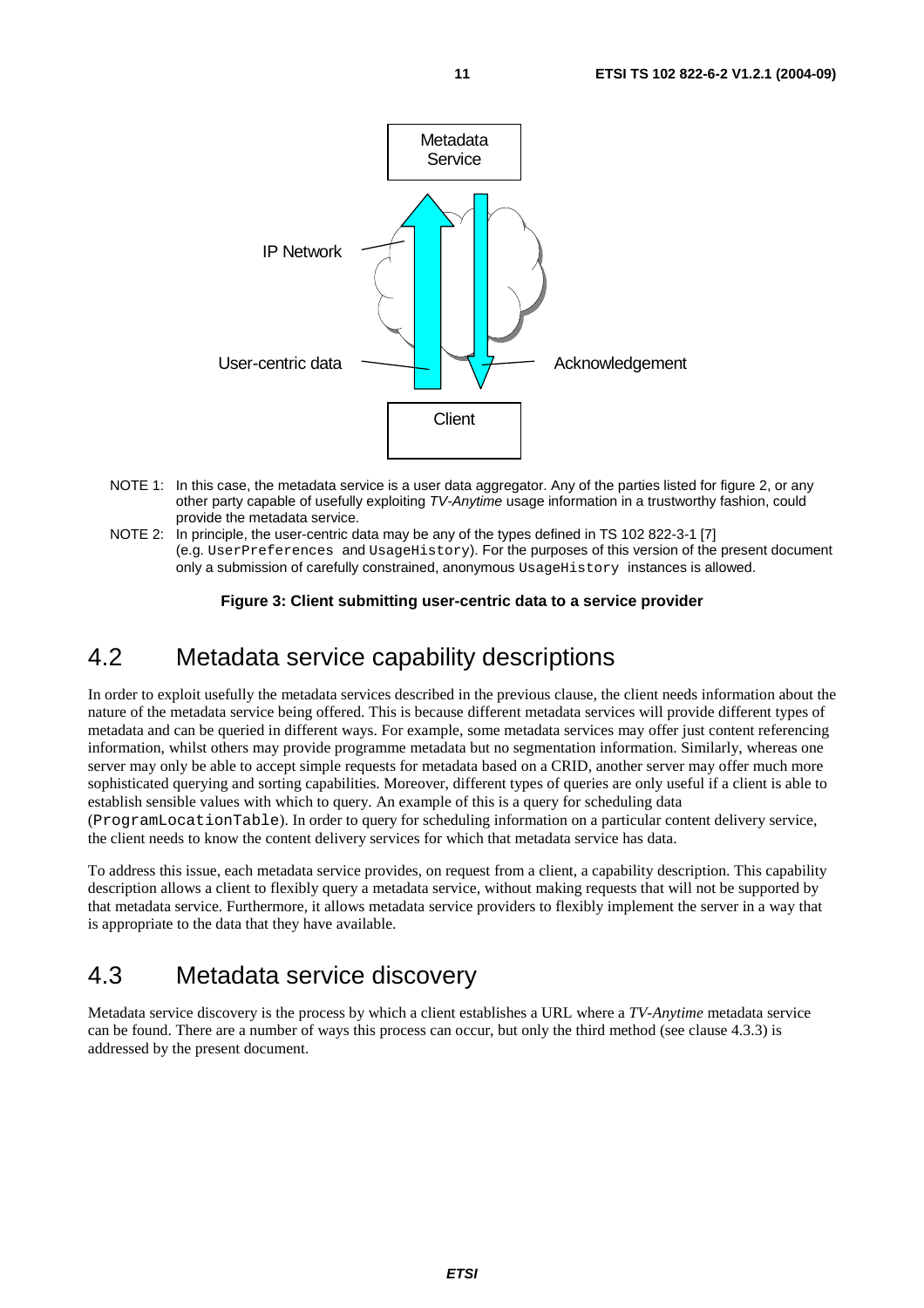Metadata Service

IP Network

User-centric data

Acknowledgement

Client

NOTE 1: In this case, the metadata service is a user data aggregator. Any of the parties listed for figure 2, or any other party capable of usefully exploiting *TV-Anytime* usage information in a trustworthy fashion, could provide the metadata service.

NOTE 2: In principle, the user-centric data may be any of the types defined in TS 102 822-3-1 [7] (e.g. `UserPreferences` and `UsageHistory`). For the purposes of this version of the present document only a submission of carefully constrained, anonymous `UsageHistory` instances is allowed.

**Figure 3: Client submitting user-centric data to a service provider**

## 4.2 Metadata service capability descriptions

In order to exploit usefully the metadata services described in the previous clause, the client needs information about the nature of the metadata service being offered. This is because different metadata services will provide different types of metadata and can be queried in different ways. For example, some metadata services may offer just content referencing information, whilst others may provide programme metadata but no segmentation information. Similarly, whereas one server may only be able to accept simple requests for metadata based on a CRID, another server may offer much more sophisticated querying and sorting capabilities. Moreover, different types of queries are only useful if a client is able to establish sensible values with which to query. An example of this is a query for scheduling data (`ProgramLocationTable`). In order to query for scheduling information on a particular content delivery service, the client needs to know the content delivery services for which that metadata service has data.

To address this issue, each metadata service provides, on request from a client, a capability description. This capability description allows a client to flexibly query a metadata service, without making requests that will not be supported by that metadata service. Furthermore, it allows metadata service providers to flexibly implement the server in a way that is appropriate to the data that they have available.

## 4.3 Metadata service discovery

Metadata service discovery is the process by which a client establishes a URL where a *TV-Anytime* metadata service can be found. There are a number of ways this process can occur, but only the third method (see clause 4.3.3) is addressed by the present document.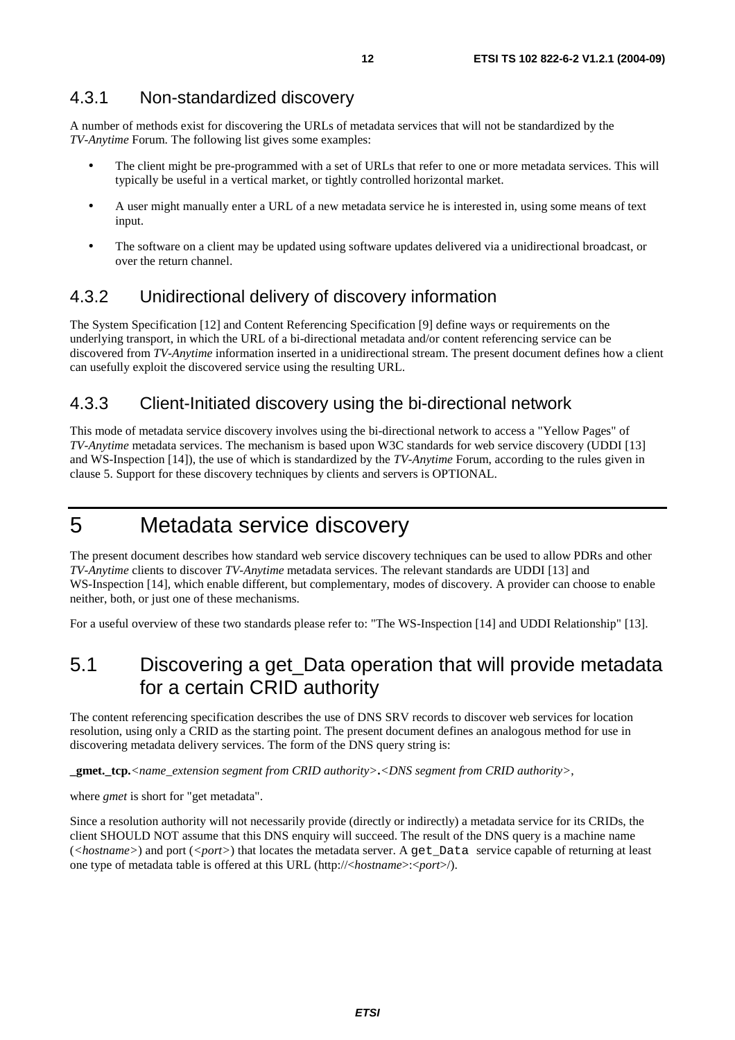### 4.3.1 Non-standardized discovery

A number of methods exist for discovering the URLs of metadata services that will not be standardized by the *TV-Anytime* Forum. The following list gives some examples:

- The client might be pre-programmed with a set of URLs that refer to one or more metadata services. This will typically be useful in a vertical market, or tightly controlled horizontal market.
- A user might manually enter a URL of a new metadata service he is interested in, using some means of text input.
- The software on a client may be updated using software updates delivered via a unidirectional broadcast, or over the return channel.

### 4.3.2 Unidirectional delivery of discovery information

The System Specification [12] and Content Referencing Specification [9] define ways or requirements on the underlying transport, in which the URL of a bi-directional metadata and/or content referencing service can be discovered from *TV-Anytime* information inserted in a unidirectional stream. The present document defines how a client can usefully exploit the discovered service using the resulting URL.

### 4.3.3 Client-Initiated discovery using the bi-directional network

This mode of metadata service discovery involves using the bi-directional network to access a "Yellow Pages" of *TV-Anytime* metadata services. The mechanism is based upon W3C standards for web service discovery (UDDI [13] and WS-Inspection [14]), the use of which is standardized by the *TV-Anytime* Forum, according to the rules given in clause 5. Support for these discovery techniques by clients and servers is OPTIONAL.

# 5 Metadata service discovery

The present document describes how standard web service discovery techniques can be used to allow PDRs and other *TV-Anytime* clients to discover *TV-Anytime* metadata services. The relevant standards are UDDI [13] and WS-Inspection [14], which enable different, but complementary, modes of discovery. A provider can choose to enable neither, both, or just one of these mechanisms.

For a useful overview of these two standards please refer to: "The WS-Inspection [14] and UDDI Relationship" [13].

## 5.1 Discovering a get_Data operation that will provide metadata for a certain CRID authority

The content referencing specification describes the use of DNS SRV records to discover web services for location resolution, using only a CRID as the starting point. The present document defines an analogous method for use in discovering metadata delivery services. The form of the DNS query string is:

**_gmet._tcp.**<*name_extension segment from CRID authority*>**.**<*DNS segment from CRID authority*>,

where *gmet* is short for "get metadata".

Since a resolution authority will not necessarily provide (directly or indirectly) a metadata service for its CRIDs, the client SHOULD NOT assume that this DNS enquiry will succeed. The result of the DNS query is a machine name (<*hostname*>) and port (<*port*>) that locates the metadata server. A `get_Data` service capable of returning at least one type of metadata table is offered at this URL (http://<*hostname*>:<*port*>/).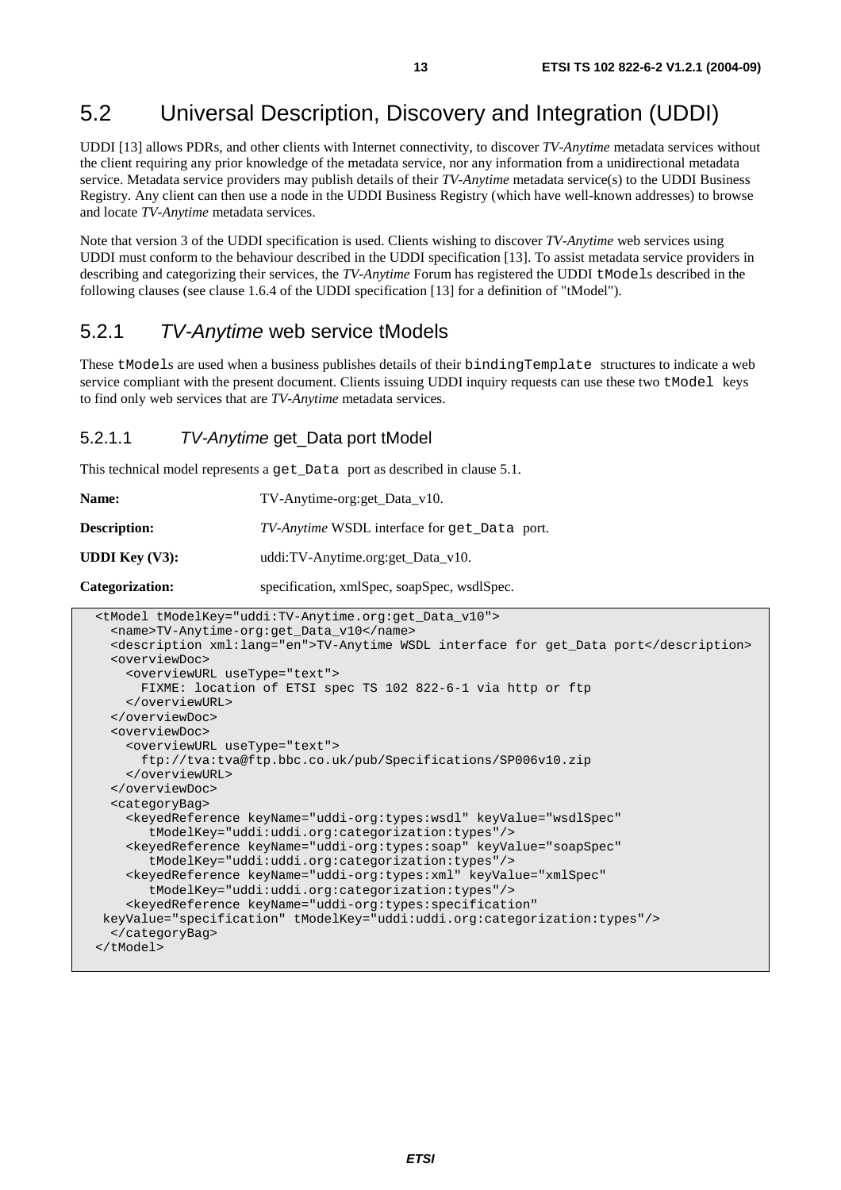## 5.2 Universal Description, Discovery and Integration (UDDI)

UDDI [13] allows PDRs, and other clients with Internet connectivity, to discover *TV-Anytime* metadata services without the client requiring any prior knowledge of the metadata service, nor any information from a unidirectional metadata service. Metadata service providers may publish details of their *TV-Anytime* metadata service(s) to the UDDI Business Registry. Any client can then use a node in the UDDI Business Registry (which have well-known addresses) to browse and locate *TV-Anytime* metadata services.

Note that version 3 of the UDDI specification is used. Clients wishing to discover *TV-Anytime* web services using UDDI must conform to the behaviour described in the UDDI specification [13]. To assist metadata service providers in describing and categorizing their services, the *TV-Anytime* Forum has registered the UDDI `tModel`s described in the following clauses (see clause 1.6.4 of the UDDI specification [13] for a definition of "tModel").

### 5.2.1 *TV-Anytime* web service tModels

These `tModel`s are used when a business publishes details of their `bindingTemplate` structures to indicate a web service compliant with the present document. Clients issuing UDDI inquiry requests can use these two `tModel` keys to find only web services that are *TV-Anytime* metadata services.

#### 5.2.1.1 *TV-Anytime* get_Data port tModel

This technical model represents a `get_Data` port as described in clause 5.1.

**Name:** TV-Anytime-org:get_Data_v10.

**Description:** *TV-Anytime* WSDL interface for `get_Data` port.

**UDDI Key (V3):** uddi:TV-Anytime.org:get_Data_v10.

**Categorization:** specification, xmlSpec, soapSpec, wsdlSpec.

```
<tModel tModelKey="uddi:TV-Anytime.org:get_Data_v10">
  <name>TV-Anytime-org:get_Data_v10</name>
  <description xml:lang="en">TV-Anytime WSDL interface for get_Data port</description>
  <overviewDoc>
    <overviewURL useType="text">
      FIXME: location of ETSI spec TS 102 822-6-1 via http or ftp
    </overviewURL>
  </overviewDoc>
  <overviewDoc>
    <overviewURL useType="text">
      ftp://tva:tva@ftp.bbc.co.uk/pub/Specifications/SP006v10.zip
    </overviewURL>
  </overviewDoc>
  <categoryBag>
    <keyedReference keyName="uddi-org:types:wsdl" keyValue="wsdlSpec"
       tModelKey="uddi:uddi.org:categorization:types"/>
    <keyedReference keyName="uddi-org:types:soap" keyValue="soapSpec"
       tModelKey="uddi:uddi.org:categorization:types"/>
    <keyedReference keyName="uddi-org:types:xml" keyValue="xmlSpec"
       tModelKey="uddi:uddi.org:categorization:types"/>
    <keyedReference keyName="uddi-org:types:specification"
 keyValue="specification" tModelKey="uddi:uddi.org:categorization:types"/>
  </categoryBag>
</tModel>
```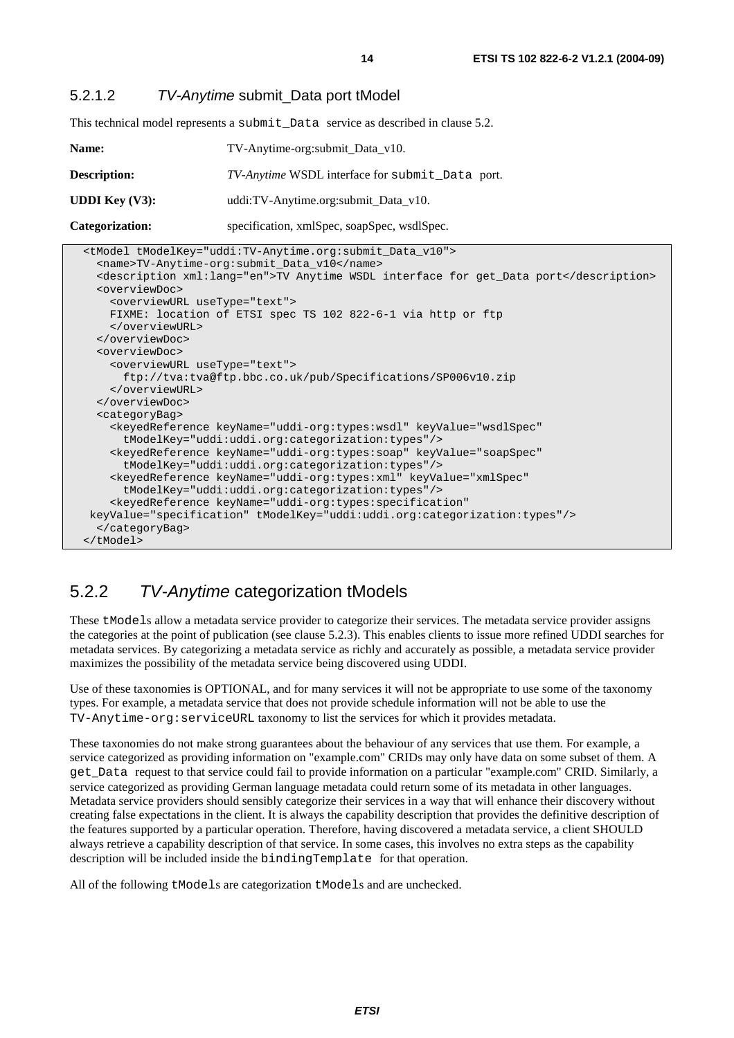#### 5.2.1.2 *TV-Anytime* submit_Data port tModel

This technical model represents a `submit_Data` service as described in clause 5.2.

**Name:** TV-Anytime-org:submit_Data_v10.

**Description:** *TV-Anytime* WSDL interface for `submit_Data` port.

**UDDI Key (V3):** uddi:TV-Anytime.org:submit_Data_v10.

**Categorization:** specification, xmlSpec, soapSpec, wsdlSpec.

```
<tModel tModelKey="uddi:TV-Anytime.org:submit_Data_v10">
  <name>TV-Anytime-org:submit_Data_v10</name>
  <description xml:lang="en">TV Anytime WSDL interface for get_Data port</description>
  <overviewDoc>
    <overviewURL useType="text">
    FIXME: location of ETSI spec TS 102 822-6-1 via http or ftp
    </overviewURL>
  </overviewDoc>
  <overviewDoc>
    <overviewURL useType="text">
      ftp://tva:tva@ftp.bbc.co.uk/pub/Specifications/SP006v10.zip
    </overviewURL>
  </overviewDoc>
  <categoryBag>
    <keyedReference keyName="uddi-org:types:wsdl" keyValue="wsdlSpec"
      tModelKey="uddi:uddi.org:categorization:types"/>
    <keyedReference keyName="uddi-org:types:soap" keyValue="soapSpec"
      tModelKey="uddi:uddi.org:categorization:types"/>
    <keyedReference keyName="uddi-org:types:xml" keyValue="xmlSpec"
      tModelKey="uddi:uddi.org:categorization:types"/>
    <keyedReference keyName="uddi-org:types:specification"
 keyValue="specification" tModelKey="uddi:uddi.org:categorization:types"/>
  </categoryBag>
</tModel>
```

### 5.2.2 *TV-Anytime* categorization tModels

These `tModel`s allow a metadata service provider to categorize their services. The metadata service provider assigns the categories at the point of publication (see clause 5.2.3). This enables clients to issue more refined UDDI searches for metadata services. By categorizing a metadata service as richly and accurately as possible, a metadata service provider maximizes the possibility of the metadata service being discovered using UDDI.

Use of these taxonomies is OPTIONAL, and for many services it will not be appropriate to use some of the taxonomy types. For example, a metadata service that does not provide schedule information will not be able to use the `TV-Anytime-org:serviceURL` taxonomy to list the services for which it provides metadata.

These taxonomies do not make strong guarantees about the behaviour of any services that use them. For example, a service categorized as providing information on "example.com" CRIDs may only have data on some subset of them. A `get_Data` request to that service could fail to provide information on a particular "example.com" CRID. Similarly, a service categorized as providing German language metadata could return some of its metadata in other languages. Metadata service providers should sensibly categorize their services in a way that will enhance their discovery without creating false expectations in the client. It is always the capability description that provides the definitive description of the features supported by a particular operation. Therefore, having discovered a metadata service, a client SHOULD always retrieve a capability description of that service. In some cases, this involves no extra steps as the capability description will be included inside the `bindingTemplate` for that operation.

All of the following `tModel`s are categorization `tModel`s and are unchecked.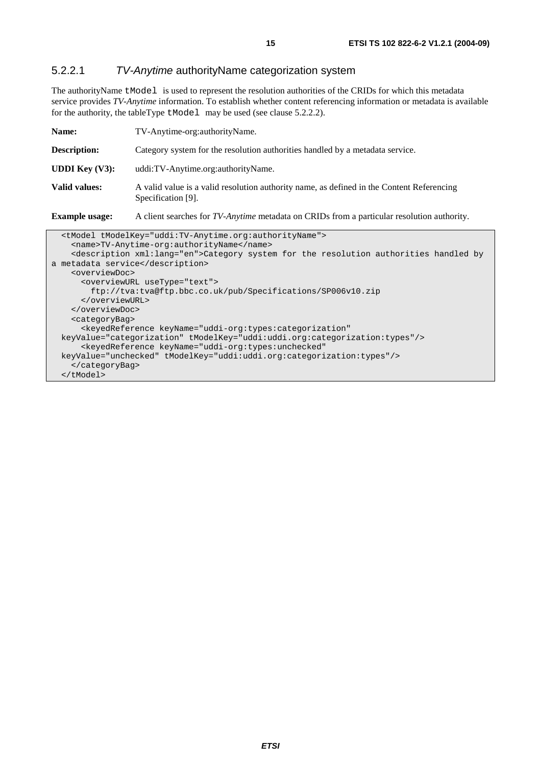### 5.2.2.1 *TV-Anytime* authorityName categorization system

The authorityName `tModel` is used to represent the resolution authorities of the CRIDs for which this metadata service provides *TV-Anytime* information. To establish whether content referencing information or metadata is available for the authority, the tableType `tModel` may be used (see clause 5.2.2.2).

| | |
|---|---|
| **Name:** | TV-Anytime-org:authorityName. |
| **Description:** | Category system for the resolution authorities handled by a metadata service. |
| **UDDI Key (V3):** | uddi:TV-Anytime.org:authorityName. |
| **Valid values:** | A valid value is a valid resolution authority name, as defined in the Content Referencing Specification [9]. |
| **Example usage:** | A client searches for *TV-Anytime* metadata on CRIDs from a particular resolution authority. |

```
<tModel tModelKey="uddi:TV-Anytime.org:authorityName">
  <name>TV-Anytime-org:authorityName</name>
  <description xml:lang="en">Category system for the resolution authorities handled by
a metadata service</description>
  <overviewDoc>
    <overviewURL useType="text">
      ftp://tva:tva@ftp.bbc.co.uk/pub/Specifications/SP006v10.zip
    </overviewURL>
  </overviewDoc>
  <categoryBag>
    <keyedReference keyName="uddi-org:types:categorization"
keyValue="categorization" tModelKey="uddi:uddi.org:categorization:types"/>
    <keyedReference keyName="uddi-org:types:unchecked"
keyValue="unchecked" tModelKey="uddi:uddi.org:categorization:types"/>
  </categoryBag>
</tModel>
```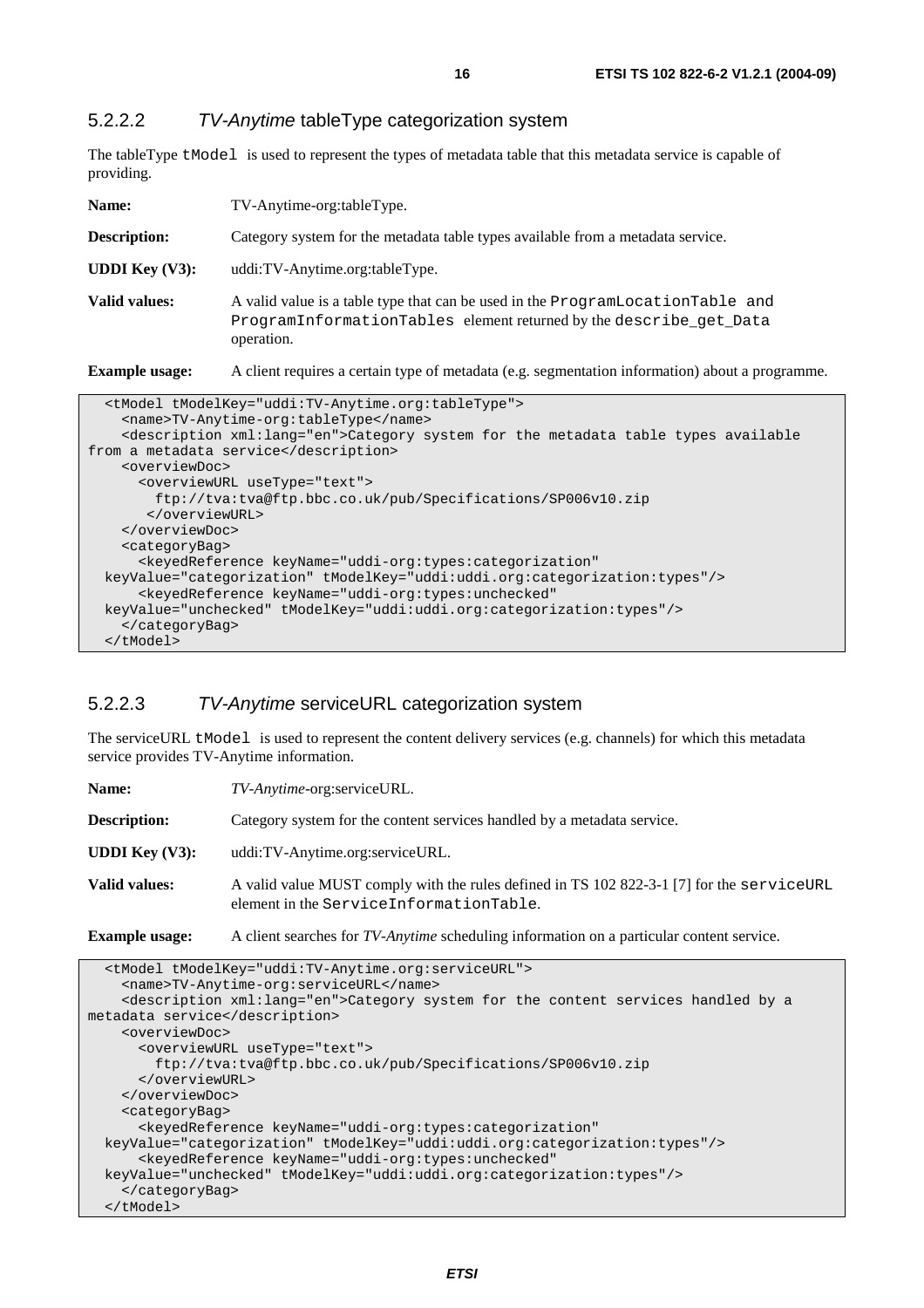### 5.2.2.2 *TV-Anytime* tableType categorization system

The tableType `tModel` is used to represent the types of metadata table that this metadata service is capable of providing.

**Name:** TV-Anytime-org:tableType.

**Description:** Category system for the metadata table types available from a metadata service.

**UDDI Key (V3):** uddi:TV-Anytime.org:tableType.

**Valid values:** A valid value is a table type that can be used in the `ProgramLocationTable` and `ProgramInformationTables` element returned by the `describe_get_Data` operation.

**Example usage:** A client requires a certain type of metadata (e.g. segmentation information) about a programme.

```
  <tModel tModelKey="uddi:TV-Anytime.org:tableType">
    <name>TV-Anytime-org:tableType</name>
    <description xml:lang="en">Category system for the metadata table types available
from a metadata service</description>
    <overviewDoc>
      <overviewURL useType="text">
        ftp://tva:tva@ftp.bbc.co.uk/pub/Specifications/SP006v10.zip
       </overviewURL>
    </overviewDoc>
    <categoryBag>
      <keyedReference keyName="uddi-org:types:categorization"
  keyValue="categorization" tModelKey="uddi:uddi.org:categorization:types"/>
      <keyedReference keyName="uddi-org:types:unchecked"
  keyValue="unchecked" tModelKey="uddi:uddi.org:categorization:types"/>
    </categoryBag>
  </tModel>
```

### 5.2.2.3 *TV-Anytime* serviceURL categorization system

The serviceURL `tModel` is used to represent the content delivery services (e.g. channels) for which this metadata service provides TV-Anytime information.

**Name:** *TV-Anytime*-org:serviceURL.

**Description:** Category system for the content services handled by a metadata service.

**UDDI Key (V3):** uddi:TV-Anytime.org:serviceURL.

**Valid values:** A valid value MUST comply with the rules defined in TS 102 822-3-1 [7] for the `serviceURL` element in the `ServiceInformationTable`.

**Example usage:** A client searches for *TV-Anytime* scheduling information on a particular content service.

```
  <tModel tModelKey="uddi:TV-Anytime.org:serviceURL">
    <name>TV-Anytime-org:serviceURL</name>
    <description xml:lang="en">Category system for the content services handled by a
metadata service</description>
    <overviewDoc>
      <overviewURL useType="text">
        ftp://tva:tva@ftp.bbc.co.uk/pub/Specifications/SP006v10.zip
      </overviewURL>
    </overviewDoc>
    <categoryBag>
      <keyedReference keyName="uddi-org:types:categorization"
  keyValue="categorization" tModelKey="uddi:uddi.org:categorization:types"/>
      <keyedReference keyName="uddi-org:types:unchecked"
  keyValue="unchecked" tModelKey="uddi:uddi.org:categorization:types"/>
    </categoryBag>
  </tModel>
```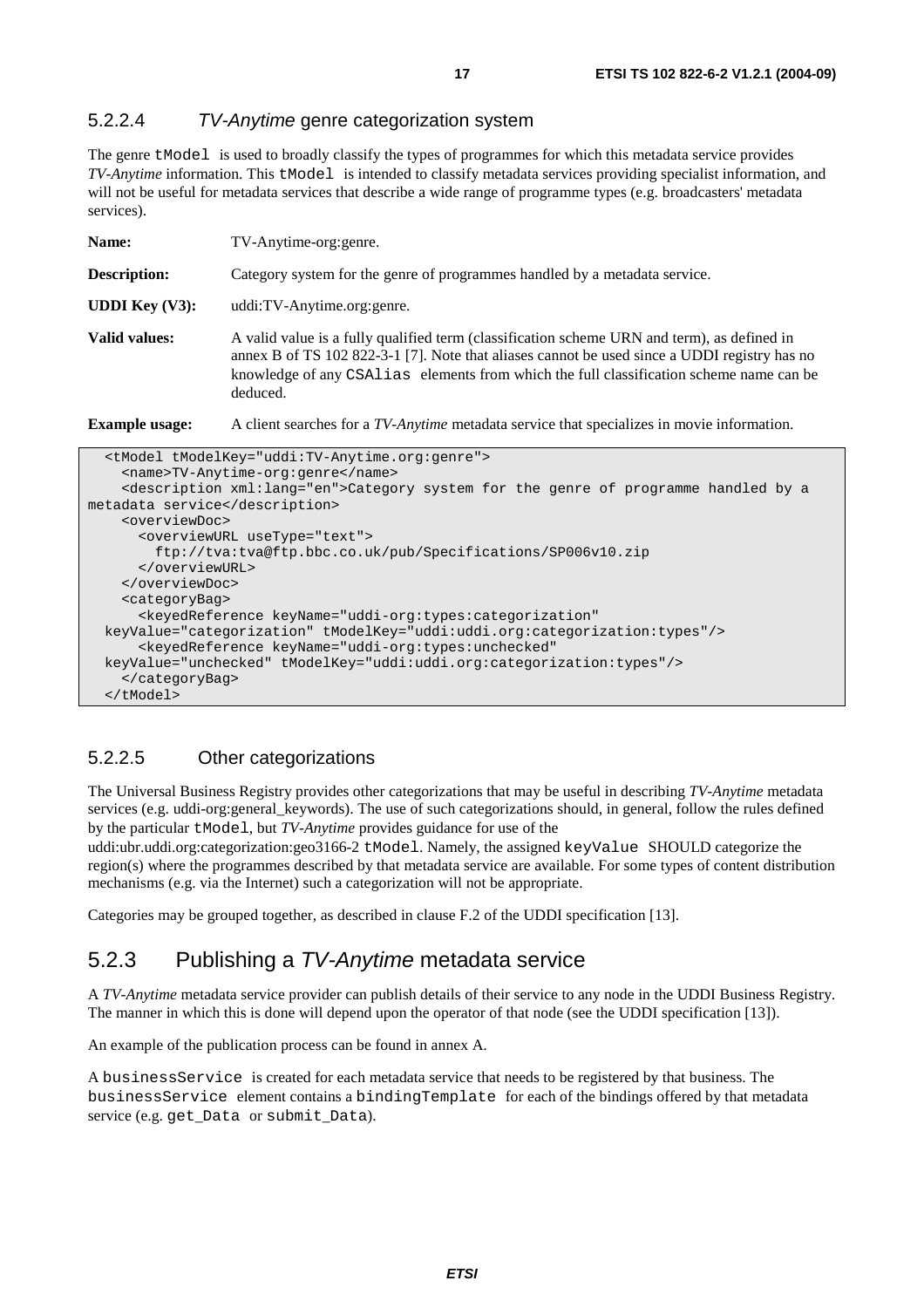#### 5.2.2.4 *TV-Anytime* genre categorization system

The genre `tModel` is used to broadly classify the types of programmes for which this metadata service provides *TV-Anytime* information. This `tModel` is intended to classify metadata services providing specialist information, and will not be useful for metadata services that describe a wide range of programme types (e.g. broadcasters' metadata services).

**Name:** TV-Anytime-org:genre.

**Description:** Category system for the genre of programmes handled by a metadata service.

**UDDI Key (V3):** uddi:TV-Anytime.org:genre.

**Valid values:** A valid value is a fully qualified term (classification scheme URN and term), as defined in annex B of TS 102 822-3-1 [7]. Note that aliases cannot be used since a UDDI registry has no knowledge of any `CSAlias` elements from which the full classification scheme name can be deduced.

**Example usage:** A client searches for a *TV-Anytime* metadata service that specializes in movie information.

```
  <tModel tModelKey="uddi:TV-Anytime.org:genre">
    <name>TV-Anytime-org:genre</name>
    <description xml:lang="en">Category system for the genre of programme handled by a
metadata service</description>
    <overviewDoc>
      <overviewURL useType="text">
        ftp://tva:tva@ftp.bbc.co.uk/pub/Specifications/SP006v10.zip
      </overviewURL>
    </overviewDoc>
    <categoryBag>
      <keyedReference keyName="uddi-org:types:categorization"
  keyValue="categorization" tModelKey="uddi:uddi.org:categorization:types"/>
      <keyedReference keyName="uddi-org:types:unchecked"
  keyValue="unchecked" tModelKey="uddi:uddi.org:categorization:types"/>
    </categoryBag>
  </tModel>
```

#### 5.2.2.5 Other categorizations

The Universal Business Registry provides other categorizations that may be useful in describing *TV-Anytime* metadata services (e.g. uddi-org:general_keywords). The use of such categorizations should, in general, follow the rules defined by the particular `tModel`, but *TV-Anytime* provides guidance for use of the uddi:ubr.uddi.org:categorization:geo3166-2 `tModel`. Namely, the assigned `keyValue` SHOULD categorize the region(s) where the programmes described by that metadata service are available. For some types of content distribution mechanisms (e.g. via the Internet) such a categorization will not be appropriate.

Categories may be grouped together, as described in clause F.2 of the UDDI specification [13].

### 5.2.3 Publishing a *TV-Anytime* metadata service

A *TV-Anytime* metadata service provider can publish details of their service to any node in the UDDI Business Registry. The manner in which this is done will depend upon the operator of that node (see the UDDI specification [13]).

An example of the publication process can be found in annex A.

A `businessService` is created for each metadata service that needs to be registered by that business. The `businessService` element contains a `bindingTemplate` for each of the bindings offered by that metadata service (e.g. `get_Data` or `submit_Data`).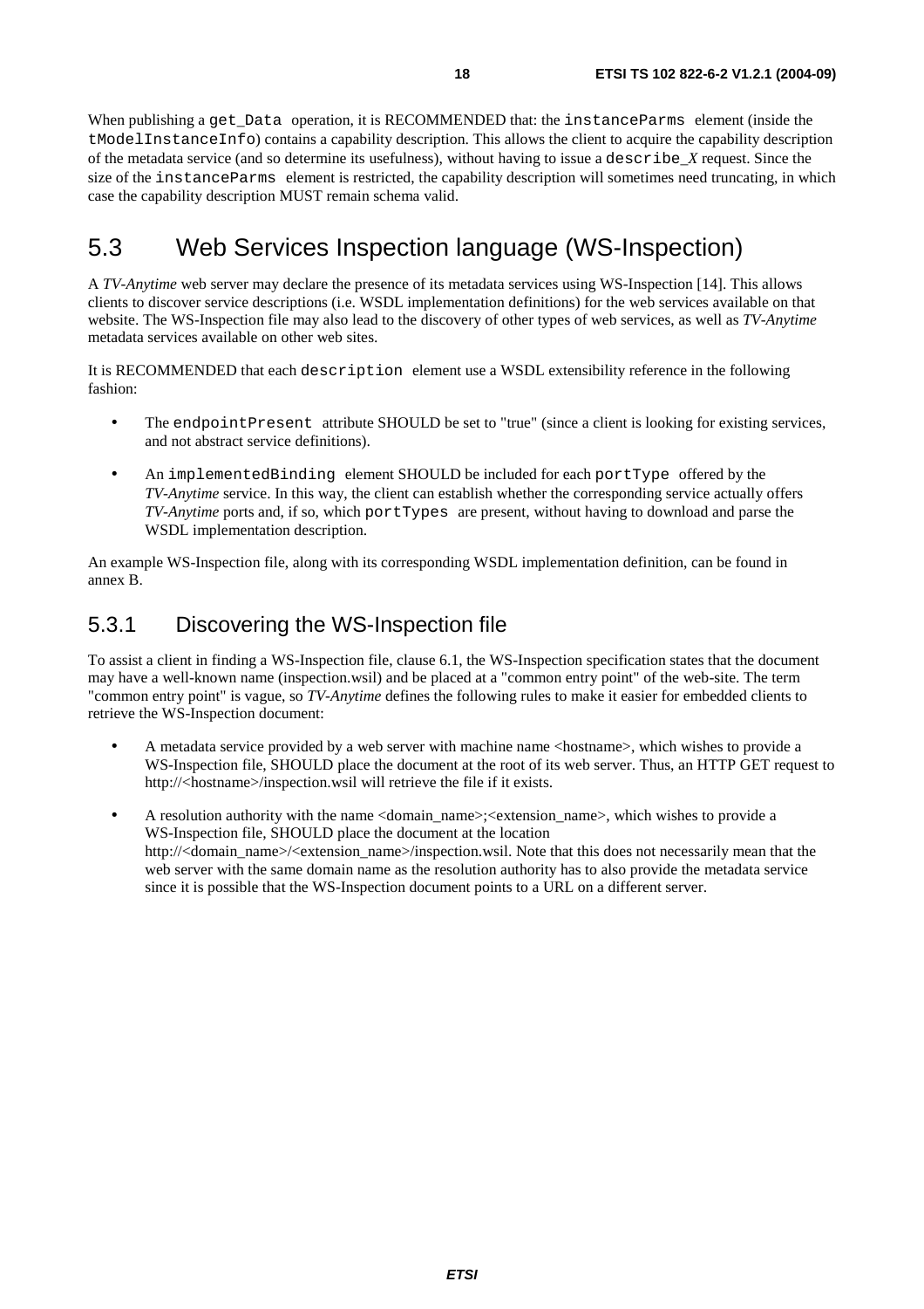When publishing a `get_Data` operation, it is RECOMMENDED that: the `instanceParms` element (inside the `tModelInstanceInfo`) contains a capability description. This allows the client to acquire the capability description of the metadata service (and so determine its usefulness), without having to issue a `describe_`*X* request. Since the size of the `instanceParms` element is restricted, the capability description will sometimes need truncating, in which case the capability description MUST remain schema valid.

## 5.3 Web Services Inspection language (WS-Inspection)

A *TV-Anytime* web server may declare the presence of its metadata services using WS-Inspection [14]. This allows clients to discover service descriptions (i.e. WSDL implementation definitions) for the web services available on that website. The WS-Inspection file may also lead to the discovery of other types of web services, as well as *TV-Anytime* metadata services available on other web sites.

It is RECOMMENDED that each `description` element use a WSDL extensibility reference in the following fashion:

- The `endpointPresent` attribute SHOULD be set to "true" (since a client is looking for existing services, and not abstract service definitions).
- An `implementedBinding` element SHOULD be included for each `portType` offered by the *TV-Anytime* service. In this way, the client can establish whether the corresponding service actually offers *TV-Anytime* ports and, if so, which `portTypes` are present, without having to download and parse the WSDL implementation description.

An example WS-Inspection file, along with its corresponding WSDL implementation definition, can be found in annex B.

### 5.3.1 Discovering the WS-Inspection file

To assist a client in finding a WS-Inspection file, clause 6.1, the WS-Inspection specification states that the document may have a well-known name (inspection.wsil) and be placed at a "common entry point" of the web-site. The term "common entry point" is vague, so *TV-Anytime* defines the following rules to make it easier for embedded clients to retrieve the WS-Inspection document:

- A metadata service provided by a web server with machine name <hostname>, which wishes to provide a WS-Inspection file, SHOULD place the document at the root of its web server. Thus, an HTTP GET request to http://<hostname>/inspection.wsil will retrieve the file if it exists.
- A resolution authority with the name <domain_name>;<extension_name>, which wishes to provide a WS-Inspection file, SHOULD place the document at the location http://<domain_name>/<extension_name>/inspection.wsil. Note that this does not necessarily mean that the web server with the same domain name as the resolution authority has to also provide the metadata service since it is possible that the WS-Inspection document points to a URL on a different server.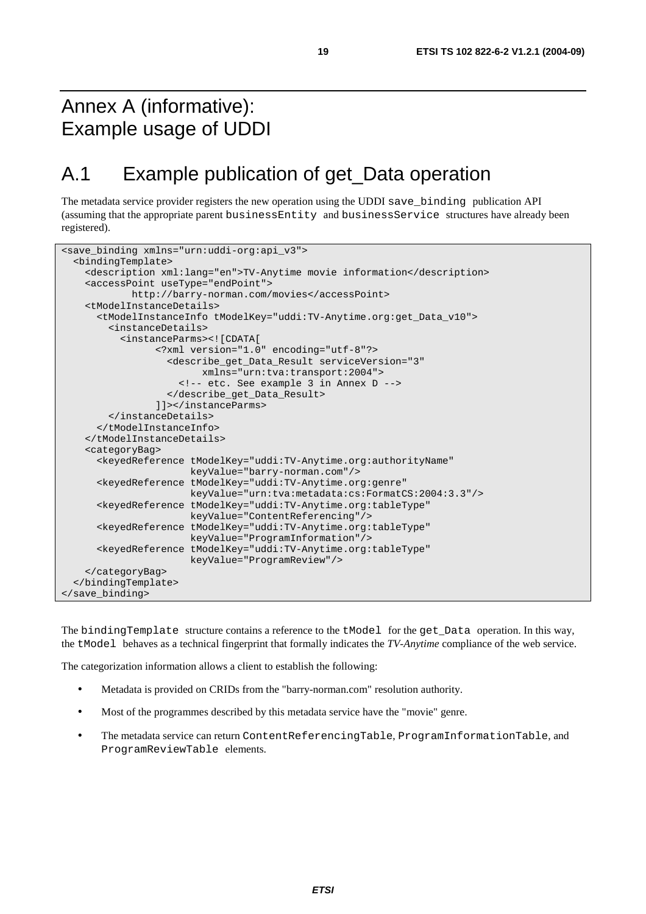# Annex A (informative): Example usage of UDDI

## A.1 Example publication of get_Data operation

The metadata service provider registers the new operation using the UDDI `save_binding` publication API (assuming that the appropriate parent `businessEntity` and `businessService` structures have already been registered).

```
<save_binding xmlns="urn:uddi-org:api_v3">
  <bindingTemplate>
    <description xml:lang="en">TV-Anytime movie information</description>
    <accessPoint useType="endPoint">
            http://barry-norman.com/movies</accessPoint>
    <tModelInstanceDetails>
      <tModelInstanceInfo tModelKey="uddi:TV-Anytime.org:get_Data_v10">
        <instanceDetails>
          <instanceParms><![CDATA[
                <?xml version="1.0" encoding="utf-8"?>
                  <describe_get_Data_Result serviceVersion="3"
                        xmlns="urn:tva:transport:2004">
                    <!-- etc. See example 3 in Annex D -->
                  </describe_get_Data_Result>
                ]]></instanceParms>
        </instanceDetails>
      </tModelInstanceInfo>
    </tModelInstanceDetails>
    <categoryBag>
      <keyedReference tModelKey="uddi:TV-Anytime.org:authorityName"
                      keyValue="barry-norman.com"/>
      <keyedReference tModelKey="uddi:TV-Anytime.org:genre"
                      keyValue="urn:tva:metadata:cs:FormatCS:2004:3.3"/>
      <keyedReference tModelKey="uddi:TV-Anytime.org:tableType"
                      keyValue="ContentReferencing"/>
      <keyedReference tModelKey="uddi:TV-Anytime.org:tableType"
                      keyValue="ProgramInformation"/>
      <keyedReference tModelKey="uddi:TV-Anytime.org:tableType"
                      keyValue="ProgramReview"/>
    </categoryBag>
  </bindingTemplate>
</save_binding>
```

The `bindingTemplate` structure contains a reference to the `tModel` for the `get_Data` operation. In this way, the `tModel` behaves as a technical fingerprint that formally indicates the *TV-Anytime* compliance of the web service.

The categorization information allows a client to establish the following:

- Metadata is provided on CRIDs from the "barry-norman.com" resolution authority.
- Most of the programmes described by this metadata service have the "movie" genre.
- The metadata service can return `ContentReferencingTable`, `ProgramInformationTable`, and `ProgramReviewTable` elements.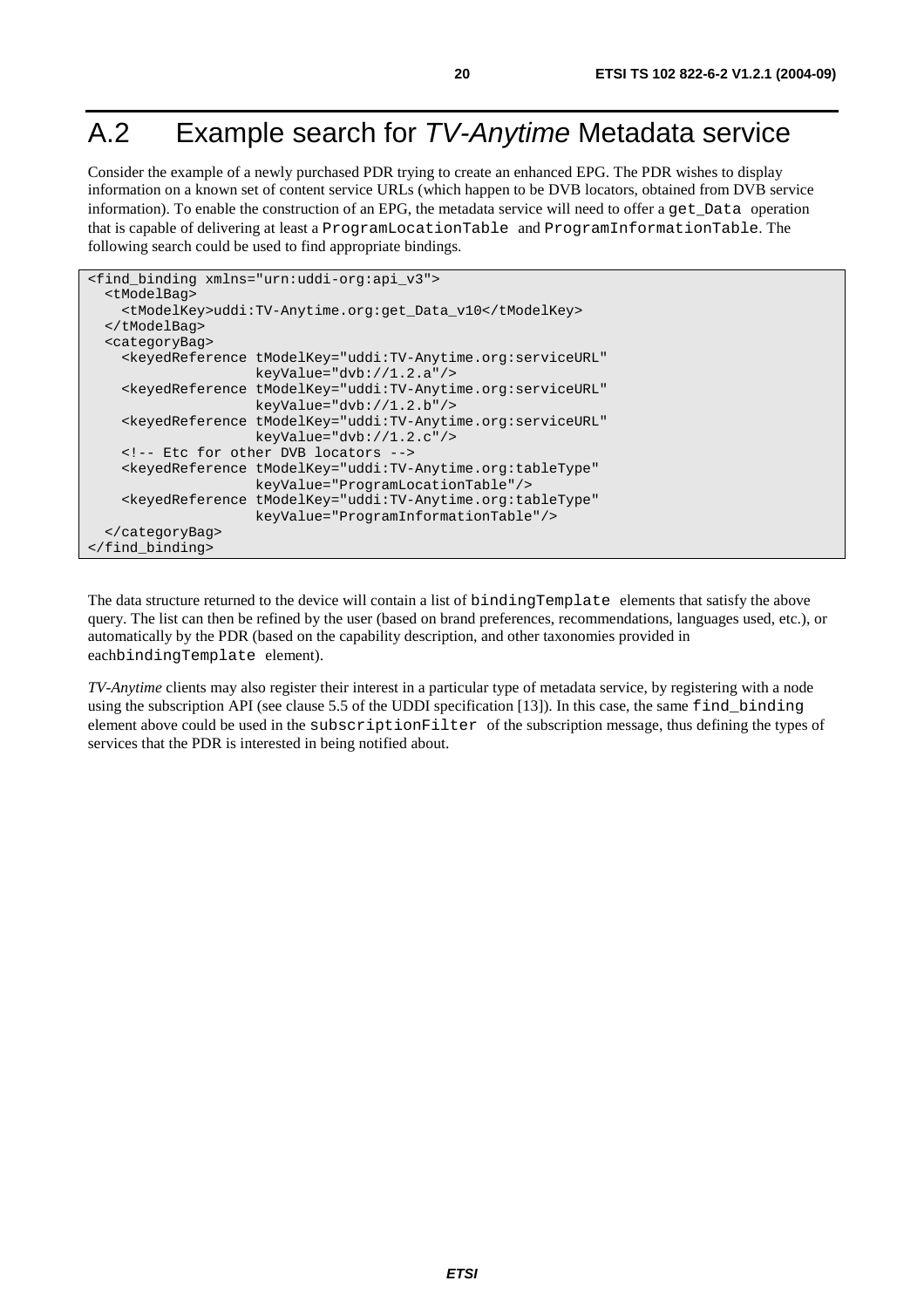# A.2 Example search for *TV-Anytime* Metadata service

Consider the example of a newly purchased PDR trying to create an enhanced EPG. The PDR wishes to display information on a known set of content service URLs (which happen to be DVB locators, obtained from DVB service information). To enable the construction of an EPG, the metadata service will need to offer a `get_Data` operation that is capable of delivering at least a `ProgramLocationTable` and `ProgramInformationTable`. The following search could be used to find appropriate bindings.

```
<find_binding xmlns="urn:uddi-org:api_v3">
  <tModelBag>
    <tModelKey>uddi:TV-Anytime.org:get_Data_v10</tModelKey>
  </tModelBag>
  <categoryBag>
    <keyedReference tModelKey="uddi:TV-Anytime.org:serviceURL"
                    keyValue="dvb://1.2.a"/>
    <keyedReference tModelKey="uddi:TV-Anytime.org:serviceURL"
                    keyValue="dvb://1.2.b"/>
    <keyedReference tModelKey="uddi:TV-Anytime.org:serviceURL"
                    keyValue="dvb://1.2.c"/>
    <!-- Etc for other DVB locators -->
    <keyedReference tModelKey="uddi:TV-Anytime.org:tableType"
                    keyValue="ProgramLocationTable"/>
    <keyedReference tModelKey="uddi:TV-Anytime.org:tableType"
                    keyValue="ProgramInformationTable"/>
  </categoryBag>
</find_binding>
```

The data structure returned to the device will contain a list of `bindingTemplate` elements that satisfy the above query. The list can then be refined by the user (based on brand preferences, recommendations, languages used, etc.), or automatically by the PDR (based on the capability description, and other taxonomies provided in each`bindingTemplate` element).

*TV-Anytime* clients may also register their interest in a particular type of metadata service, by registering with a node using the subscription API (see clause 5.5 of the UDDI specification [13]). In this case, the same `find_binding` element above could be used in the `subscriptionFilter` of the subscription message, thus defining the types of services that the PDR is interested in being notified about.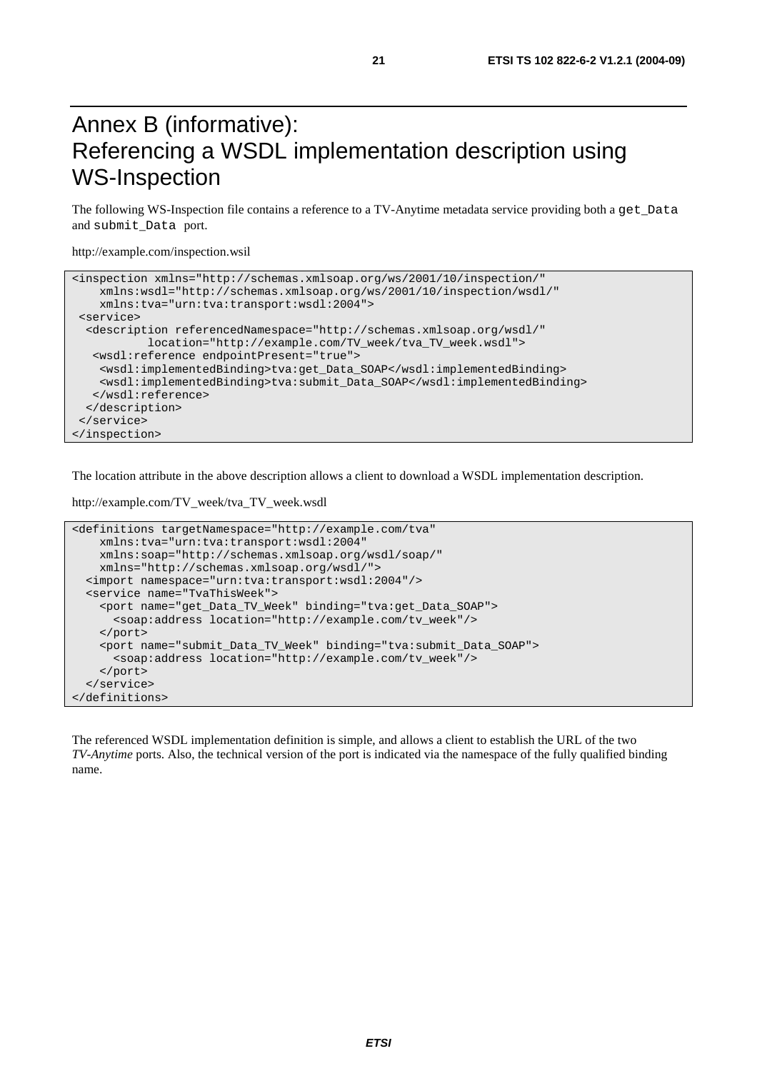# Annex B (informative): Referencing a WSDL implementation description using WS-Inspection

The following WS-Inspection file contains a reference to a TV-Anytime metadata service providing both a `get_Data` and `submit_Data` port.

http://example.com/inspection.wsil

```
<inspection xmlns="http://schemas.xmlsoap.org/ws/2001/10/inspection/"
    xmlns:wsdl="http://schemas.xmlsoap.org/ws/2001/10/inspection/wsdl/"
    xmlns:tva="urn:tva:transport:wsdl:2004">
 <service>
  <description referencedNamespace="http://schemas.xmlsoap.org/wsdl/"
          location="http://example.com/TV_week/tva_TV_week.wsdl">
   <wsdl:reference endpointPresent="true">
    <wsdl:implementedBinding>tva:get_Data_SOAP</wsdl:implementedBinding>
    <wsdl:implementedBinding>tva:submit_Data_SOAP</wsdl:implementedBinding>
   </wsdl:reference>
  </description>
 </service>
</inspection>
```

The location attribute in the above description allows a client to download a WSDL implementation description.

http://example.com/TV_week/tva_TV_week.wsdl

```
<definitions targetNamespace="http://example.com/tva"
    xmlns:tva="urn:tva:transport:wsdl:2004"
    xmlns:soap="http://schemas.xmlsoap.org/wsdl/soap/"
    xmlns="http://schemas.xmlsoap.org/wsdl/">
  <import namespace="urn:tva:transport:wsdl:2004"/>
  <service name="TvaThisWeek">
    <port name="get_Data_TV_Week" binding="tva:get_Data_SOAP">
      <soap:address location="http://example.com/tv_week"/>
    </port>
    <port name="submit_Data_TV_Week" binding="tva:submit_Data_SOAP">
      <soap:address location="http://example.com/tv_week"/>
    </port>
  </service>
</definitions>
```

The referenced WSDL implementation definition is simple, and allows a client to establish the URL of the two *TV-Anytime* ports. Also, the technical version of the port is indicated via the namespace of the fully qualified binding name.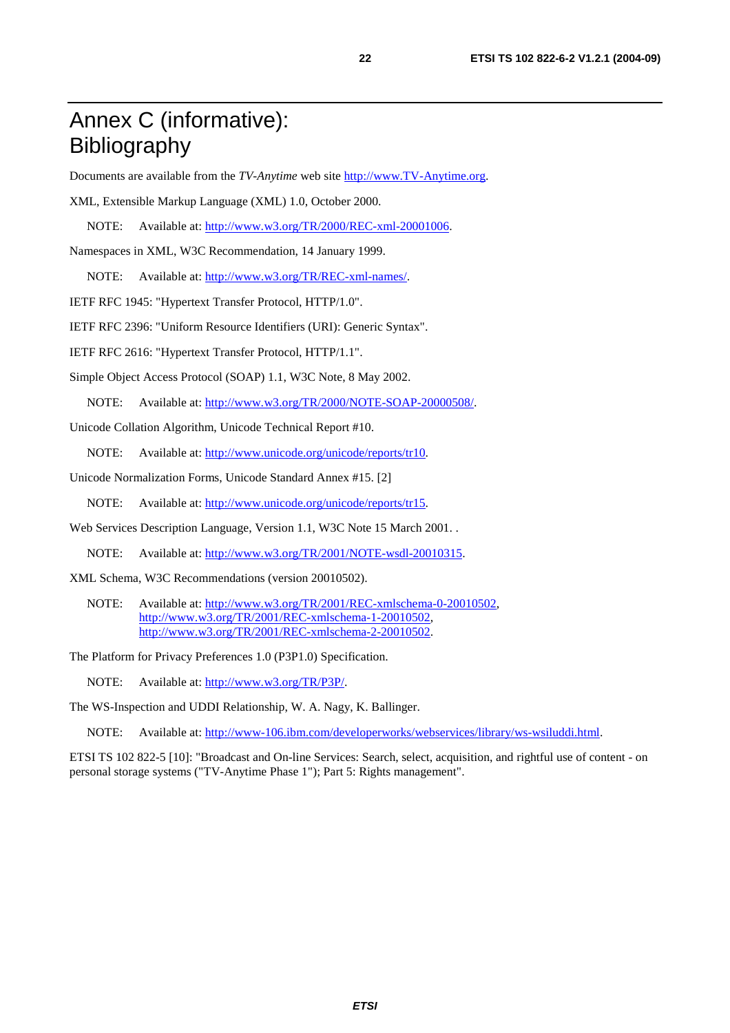# Annex C (informative): Bibliography

Documents are available from the *TV-Anytime* web site http://www.TV-Anytime.org.

XML, Extensible Markup Language (XML) 1.0, October 2000.

NOTE: Available at: http://www.w3.org/TR/2000/REC-xml-20001006.

Namespaces in XML, W3C Recommendation, 14 January 1999.

NOTE: Available at: http://www.w3.org/TR/REC-xml-names/.

IETF RFC 1945: "Hypertext Transfer Protocol, HTTP/1.0".

IETF RFC 2396: "Uniform Resource Identifiers (URI): Generic Syntax".

IETF RFC 2616: "Hypertext Transfer Protocol, HTTP/1.1".

Simple Object Access Protocol (SOAP) 1.1, W3C Note, 8 May 2002.

NOTE: Available at: http://www.w3.org/TR/2000/NOTE-SOAP-20000508/.

Unicode Collation Algorithm, Unicode Technical Report #10.

NOTE: Available at: http://www.unicode.org/unicode/reports/tr10.

Unicode Normalization Forms, Unicode Standard Annex #15. [2]

NOTE: Available at: http://www.unicode.org/unicode/reports/tr15.

Web Services Description Language, Version 1.1, W3C Note 15 March 2001. .

NOTE: Available at: http://www.w3.org/TR/2001/NOTE-wsdl-20010315.

XML Schema, W3C Recommendations (version 20010502).

NOTE: Available at: http://www.w3.org/TR/2001/REC-xmlschema-0-20010502, http://www.w3.org/TR/2001/REC-xmlschema-1-20010502, http://www.w3.org/TR/2001/REC-xmlschema-2-20010502.

The Platform for Privacy Preferences 1.0 (P3P1.0) Specification.

NOTE: Available at: http://www.w3.org/TR/P3P/.

The WS-Inspection and UDDI Relationship, W. A. Nagy, K. Ballinger.

NOTE: Available at: http://www-106.ibm.com/developerworks/webservices/library/ws-wsiluddi.html.

ETSI TS 102 822-5 [10]: "Broadcast and On-line Services: Search, select, acquisition, and rightful use of content - on personal storage systems ("TV-Anytime Phase 1"); Part 5: Rights management".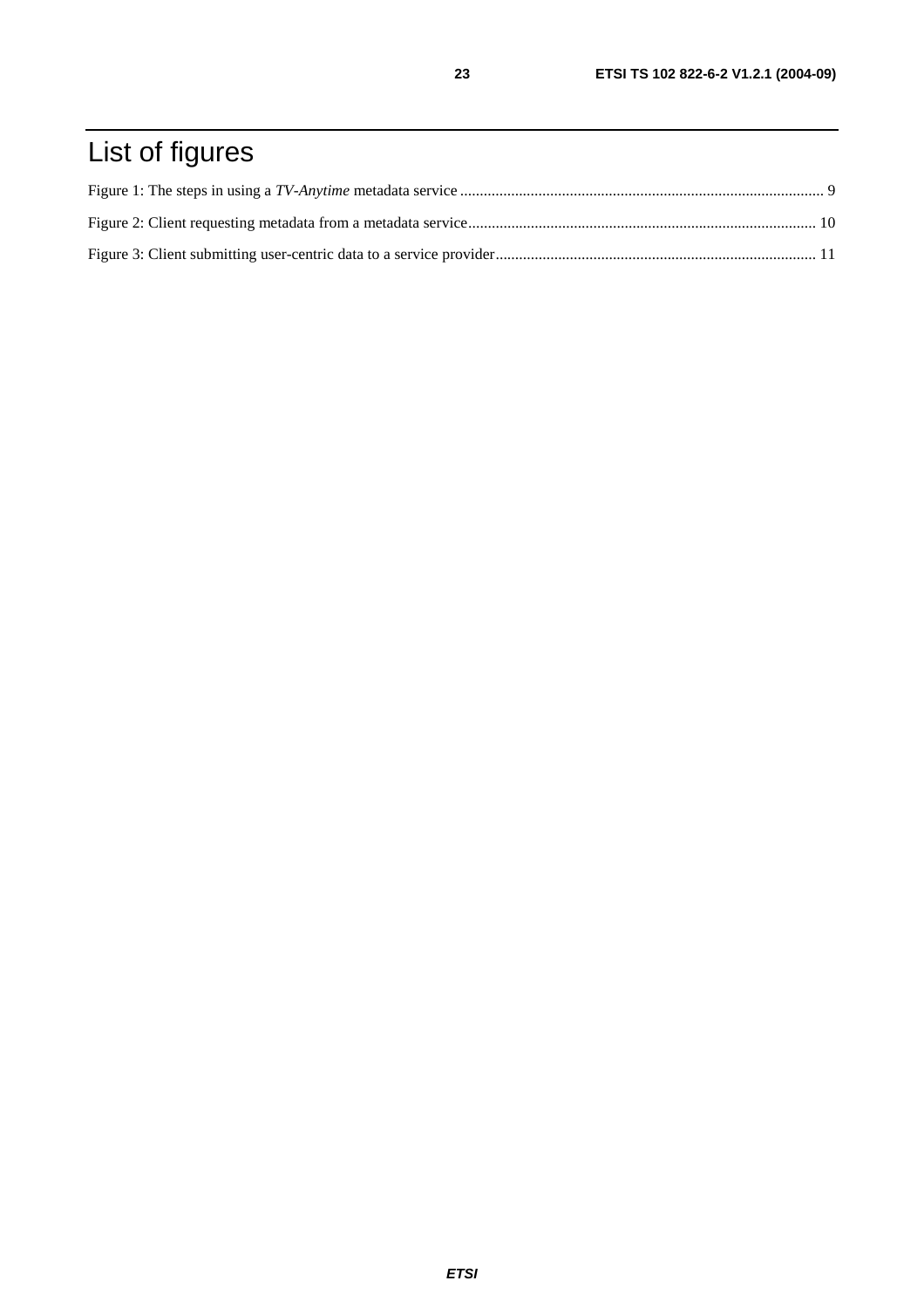# List of figures

Figure 1: The steps in using a *TV-Anytime* metadata service ............................................................................................ 9

Figure 2: Client requesting metadata from a metadata service........................................................................................ 10

Figure 3: Client submitting user-centric data to a service provider................................................................................. 11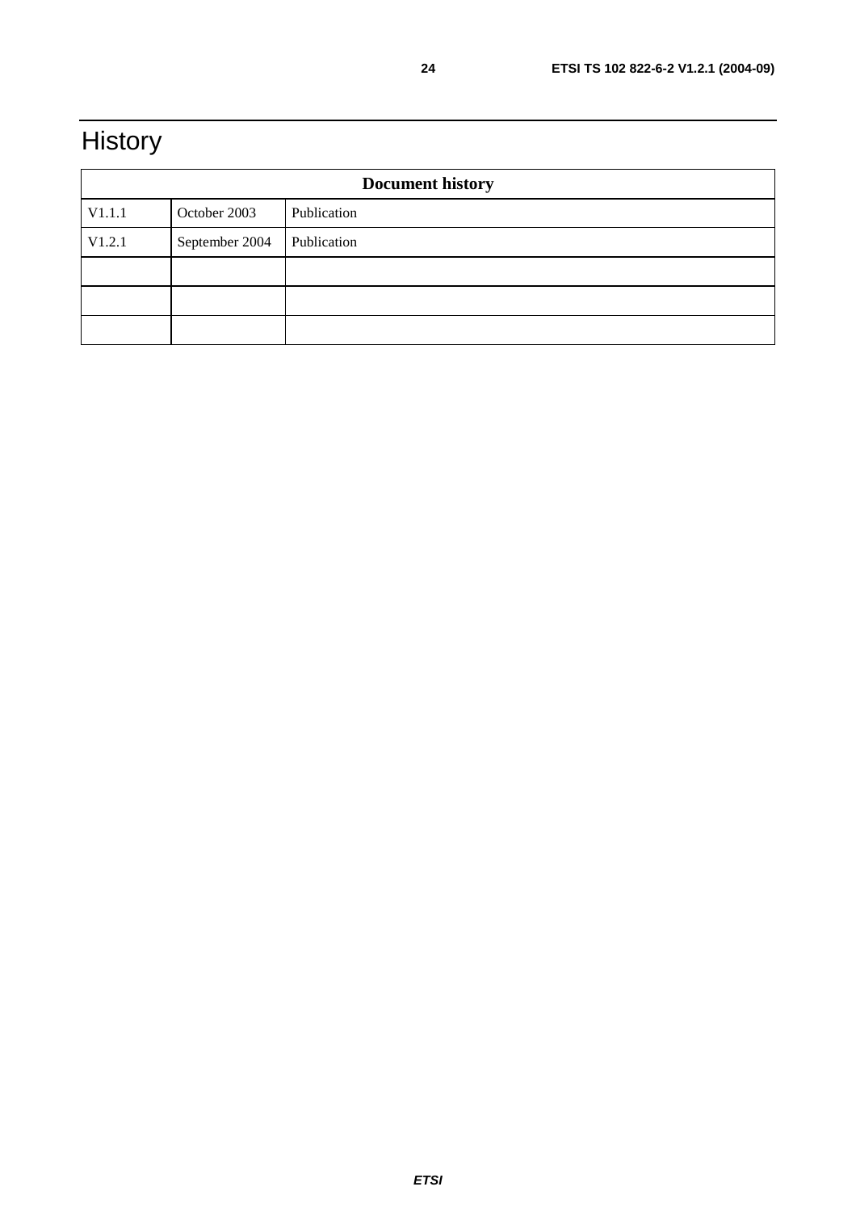# History

| Document history | | |
|---|---|---|
| V1.1.1 | October 2003 | Publication |
| V1.2.1 | September 2004 | Publication |
| | | |
| | | |
| | | |